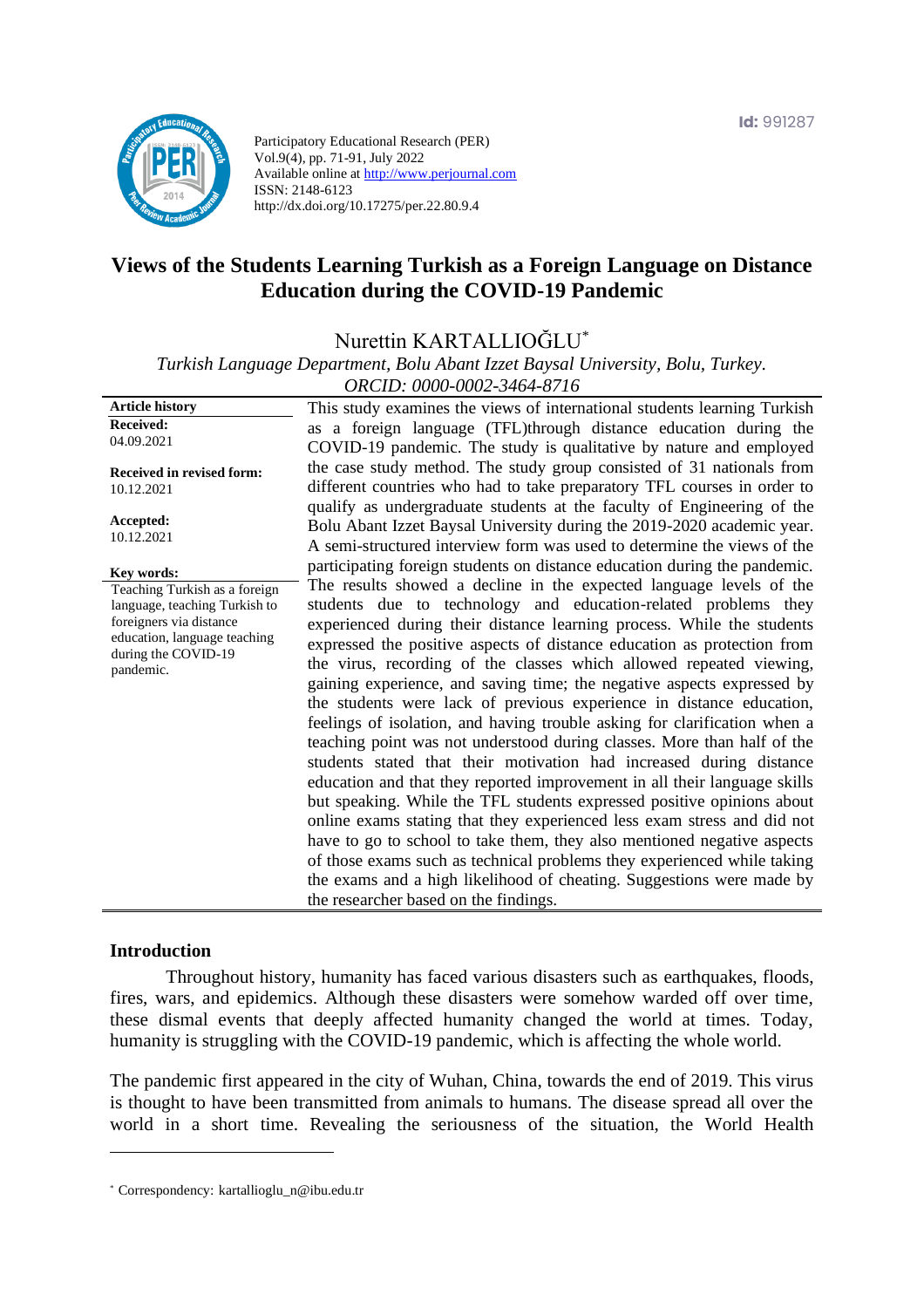Participatory Educational Research (PER)
Vol.9(4), pp. 71-91, July 2022
Available online at http://www.perjournal.com
ISSN: 2148-6123
http://dx.doi.org/10.17275/per.22.80.9.4

Id: 991287

# Views of the Students Learning Turkish as a Foreign Language on Distance Education during the COVID-19 Pandemic

Nurettin KARTALLIOĞLU[*]

*Turkish Language Department, Bolu Abant Izzet Baysal University, Bolu, Turkey.*
*ORCID: 0000-0002-3464-8716*

**Article history**
**Received:**
04.09.2021

**Received in revised form:**
10.12.2021

**Accepted:**
10.12.2021

**Key words:**
Teaching Turkish as a foreign language, teaching Turkish to foreigners via distance education, language teaching during the COVID-19 pandemic.

This study examines the views of international students learning Turkish as a foreign language (TFL)through distance education during the COVID-19 pandemic. The study is qualitative by nature and employed the case study method. The study group consisted of 31 nationals from different countries who had to take preparatory TFL courses in order to qualify as undergraduate students at the faculty of Engineering of the Bolu Abant Izzet Baysal University during the 2019-2020 academic year. A semi-structured interview form was used to determine the views of the participating foreign students on distance education during the pandemic. The results showed a decline in the expected language levels of the students due to technology and education-related problems they experienced during their distance learning process. While the students expressed the positive aspects of distance education as protection from the virus, recording of the classes which allowed repeated viewing, gaining experience, and saving time; the negative aspects expressed by the students were lack of previous experience in distance education, feelings of isolation, and having trouble asking for clarification when a teaching point was not understood during classes. More than half of the students stated that their motivation had increased during distance education and that they reported improvement in all their language skills but speaking. While the TFL students expressed positive opinions about online exams stating that they experienced less exam stress and did not have to go to school to take them, they also mentioned negative aspects of those exams such as technical problems they experienced while taking the exams and a high likelihood of cheating. Suggestions were made by the researcher based on the findings.

## Introduction

Throughout history, humanity has faced various disasters such as earthquakes, floods, fires, wars, and epidemics. Although these disasters were somehow warded off over time, these dismal events that deeply affected humanity changed the world at times. Today, humanity is struggling with the COVID-19 pandemic, which is affecting the whole world.

The pandemic first appeared in the city of Wuhan, China, towards the end of 2019. This virus is thought to have been transmitted from animals to humans. The disease spread all over the world in a short time. Revealing the seriousness of the situation, the World Health

[*] Correspondency: kartallioglu_n@ibu.edu.tr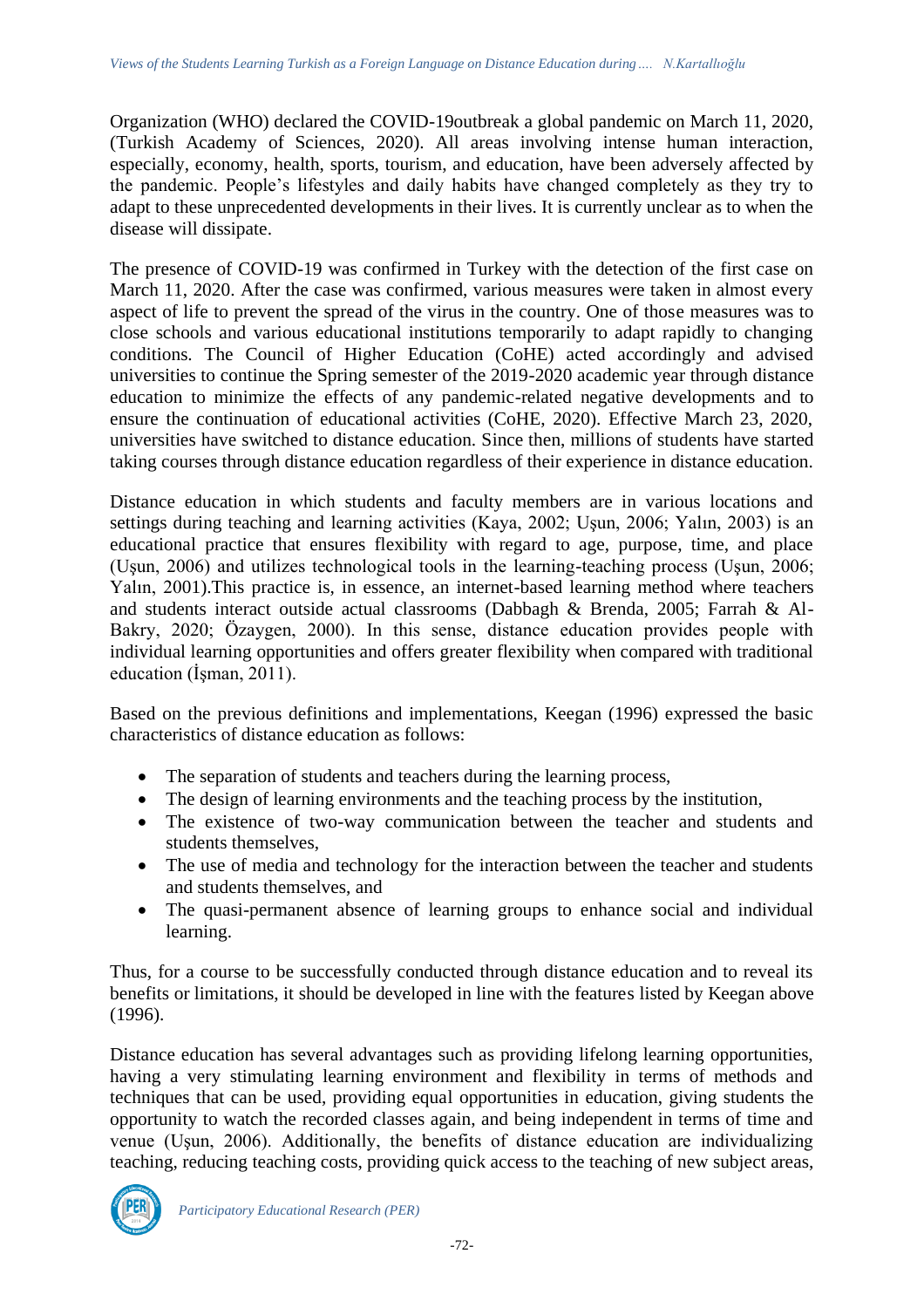Organization (WHO) declared the COVID-19outbreak a global pandemic on March 11, 2020, (Turkish Academy of Sciences, 2020). All areas involving intense human interaction, especially, economy, health, sports, tourism, and education, have been adversely affected by the pandemic. People's lifestyles and daily habits have changed completely as they try to adapt to these unprecedented developments in their lives. It is currently unclear as to when the disease will dissipate.

The presence of COVID-19 was confirmed in Turkey with the detection of the first case on March 11, 2020. After the case was confirmed, various measures were taken in almost every aspect of life to prevent the spread of the virus in the country. One of those measures was to close schools and various educational institutions temporarily to adapt rapidly to changing conditions. The Council of Higher Education (CoHE) acted accordingly and advised universities to continue the Spring semester of the 2019-2020 academic year through distance education to minimize the effects of any pandemic-related negative developments and to ensure the continuation of educational activities (CoHE, 2020). Effective March 23, 2020, universities have switched to distance education. Since then, millions of students have started taking courses through distance education regardless of their experience in distance education.

Distance education in which students and faculty members are in various locations and settings during teaching and learning activities (Kaya, 2002; Uşun, 2006; Yalın, 2003) is an educational practice that ensures flexibility with regard to age, purpose, time, and place (Uşun, 2006) and utilizes technological tools in the learning-teaching process (Uşun, 2006; Yalın, 2001).This practice is, in essence, an internet-based learning method where teachers and students interact outside actual classrooms (Dabbagh & Brenda, 2005; Farrah & Al-Bakry, 2020; Özaygen, 2000). In this sense, distance education provides people with individual learning opportunities and offers greater flexibility when compared with traditional education (İşman, 2011).

Based on the previous definitions and implementations, Keegan (1996) expressed the basic characteristics of distance education as follows:

- The separation of students and teachers during the learning process,
- The design of learning environments and the teaching process by the institution,
- The existence of two-way communication between the teacher and students and students themselves,
- The use of media and technology for the interaction between the teacher and students and students themselves, and
- The quasi-permanent absence of learning groups to enhance social and individual learning.

Thus, for a course to be successfully conducted through distance education and to reveal its benefits or limitations, it should be developed in line with the features listed by Keegan above (1996).

Distance education has several advantages such as providing lifelong learning opportunities, having a very stimulating learning environment and flexibility in terms of methods and techniques that can be used, providing equal opportunities in education, giving students the opportunity to watch the recorded classes again, and being independent in terms of time and venue (Uşun, 2006). Additionally, the benefits of distance education are individualizing teaching, reducing teaching costs, providing quick access to the teaching of new subject areas,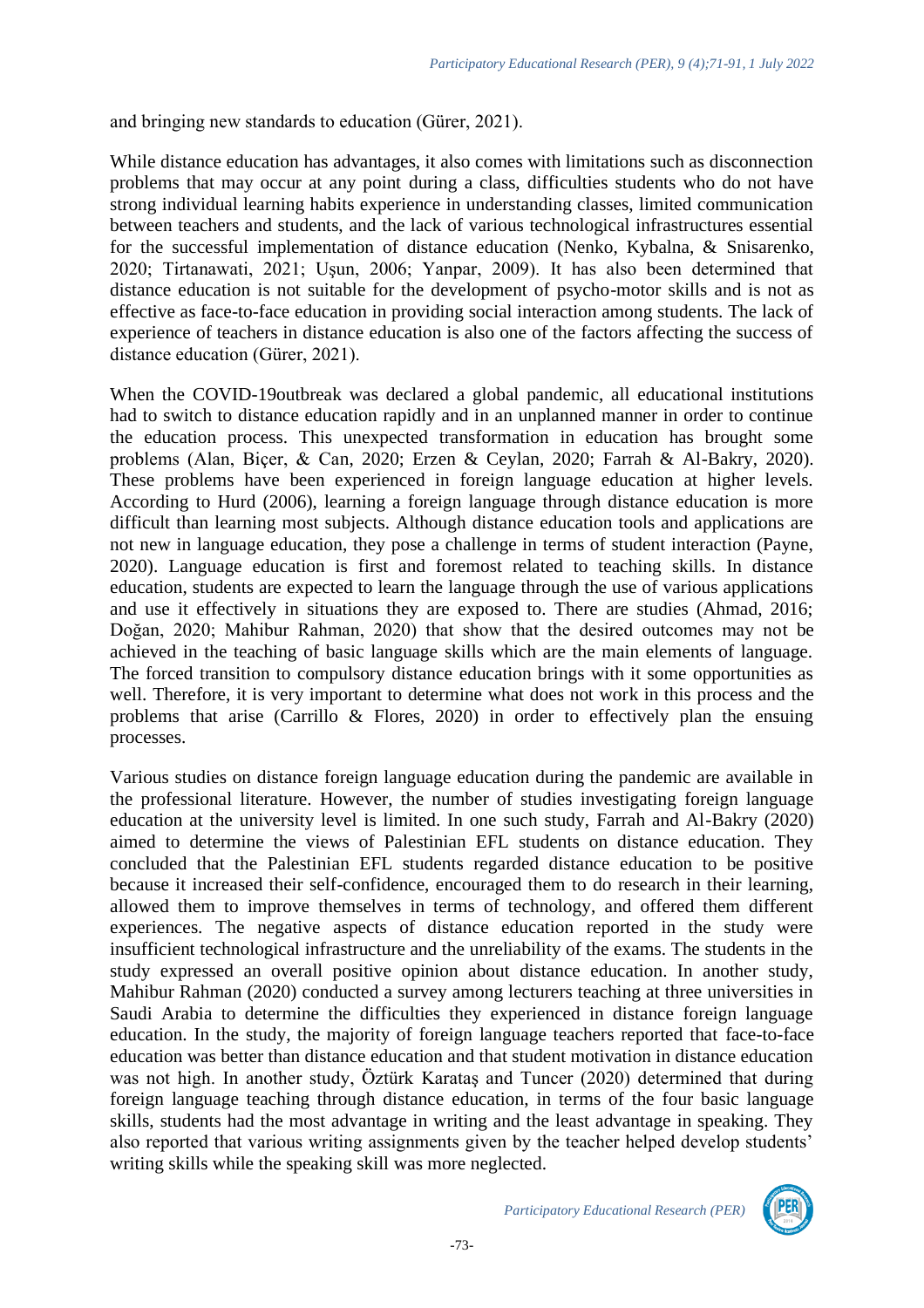and bringing new standards to education (Gürer, 2021).

While distance education has advantages, it also comes with limitations such as disconnection problems that may occur at any point during a class, difficulties students who do not have strong individual learning habits experience in understanding classes, limited communication between teachers and students, and the lack of various technological infrastructures essential for the successful implementation of distance education (Nenko, Kybalna, & Snisarenko, 2020; Tirtanawati, 2021; Uşun, 2006; Yanpar, 2009). It has also been determined that distance education is not suitable for the development of psycho-motor skills and is not as effective as face-to-face education in providing social interaction among students. The lack of experience of teachers in distance education is also one of the factors affecting the success of distance education (Gürer, 2021).

When the COVID-19outbreak was declared a global pandemic, all educational institutions had to switch to distance education rapidly and in an unplanned manner in order to continue the education process. This unexpected transformation in education has brought some problems (Alan, Biçer, & Can, 2020; Erzen & Ceylan, 2020; Farrah & Al-Bakry, 2020). These problems have been experienced in foreign language education at higher levels. According to Hurd (2006), learning a foreign language through distance education is more difficult than learning most subjects. Although distance education tools and applications are not new in language education, they pose a challenge in terms of student interaction (Payne, 2020). Language education is first and foremost related to teaching skills. In distance education, students are expected to learn the language through the use of various applications and use it effectively in situations they are exposed to. There are studies (Ahmad, 2016; Doğan, 2020; Mahibur Rahman, 2020) that show that the desired outcomes may not be achieved in the teaching of basic language skills which are the main elements of language. The forced transition to compulsory distance education brings with it some opportunities as well. Therefore, it is very important to determine what does not work in this process and the problems that arise (Carrillo & Flores, 2020) in order to effectively plan the ensuing processes.

Various studies on distance foreign language education during the pandemic are available in the professional literature. However, the number of studies investigating foreign language education at the university level is limited. In one such study, Farrah and Al-Bakry (2020) aimed to determine the views of Palestinian EFL students on distance education. They concluded that the Palestinian EFL students regarded distance education to be positive because it increased their self-confidence, encouraged them to do research in their learning, allowed them to improve themselves in terms of technology, and offered them different experiences. The negative aspects of distance education reported in the study were insufficient technological infrastructure and the unreliability of the exams. The students in the study expressed an overall positive opinion about distance education. In another study, Mahibur Rahman (2020) conducted a survey among lecturers teaching at three universities in Saudi Arabia to determine the difficulties they experienced in distance foreign language education. In the study, the majority of foreign language teachers reported that face-to-face education was better than distance education and that student motivation in distance education was not high. In another study, Öztürk Karataş and Tuncer (2020) determined that during foreign language teaching through distance education, in terms of the four basic language skills, students had the most advantage in writing and the least advantage in speaking. They also reported that various writing assignments given by the teacher helped develop students' writing skills while the speaking skill was more neglected.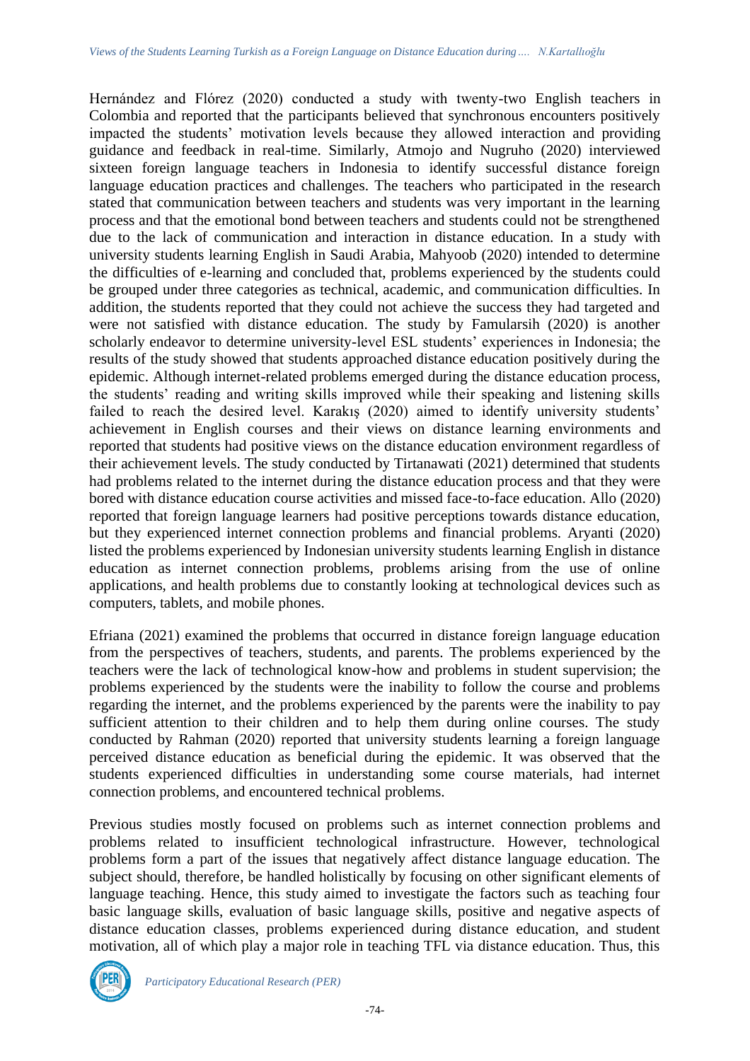Hernández and Flórez (2020) conducted a study with twenty-two English teachers in Colombia and reported that the participants believed that synchronous encounters positively impacted the students' motivation levels because they allowed interaction and providing guidance and feedback in real-time. Similarly, Atmojo and Nugruho (2020) interviewed sixteen foreign language teachers in Indonesia to identify successful distance foreign language education practices and challenges. The teachers who participated in the research stated that communication between teachers and students was very important in the learning process and that the emotional bond between teachers and students could not be strengthened due to the lack of communication and interaction in distance education. In a study with university students learning English in Saudi Arabia, Mahyoob (2020) intended to determine the difficulties of e-learning and concluded that, problems experienced by the students could be grouped under three categories as technical, academic, and communication difficulties. In addition, the students reported that they could not achieve the success they had targeted and were not satisfied with distance education. The study by Famularsih (2020) is another scholarly endeavor to determine university-level ESL students' experiences in Indonesia; the results of the study showed that students approached distance education positively during the epidemic. Although internet-related problems emerged during the distance education process, the students' reading and writing skills improved while their speaking and listening skills failed to reach the desired level. Karakış (2020) aimed to identify university students' achievement in English courses and their views on distance learning environments and reported that students had positive views on the distance education environment regardless of their achievement levels. The study conducted by Tirtanawati (2021) determined that students had problems related to the internet during the distance education process and that they were bored with distance education course activities and missed face-to-face education. Allo (2020) reported that foreign language learners had positive perceptions towards distance education, but they experienced internet connection problems and financial problems. Aryanti (2020) listed the problems experienced by Indonesian university students learning English in distance education as internet connection problems, problems arising from the use of online applications, and health problems due to constantly looking at technological devices such as computers, tablets, and mobile phones.

Efriana (2021) examined the problems that occurred in distance foreign language education from the perspectives of teachers, students, and parents. The problems experienced by the teachers were the lack of technological know-how and problems in student supervision; the problems experienced by the students were the inability to follow the course and problems regarding the internet, and the problems experienced by the parents were the inability to pay sufficient attention to their children and to help them during online courses. The study conducted by Rahman (2020) reported that university students learning a foreign language perceived distance education as beneficial during the epidemic. It was observed that the students experienced difficulties in understanding some course materials, had internet connection problems, and encountered technical problems.

Previous studies mostly focused on problems such as internet connection problems and problems related to insufficient technological infrastructure. However, technological problems form a part of the issues that negatively affect distance language education. The subject should, therefore, be handled holistically by focusing on other significant elements of language teaching. Hence, this study aimed to investigate the factors such as teaching four basic language skills, evaluation of basic language skills, positive and negative aspects of distance education classes, problems experienced during distance education, and student motivation, all of which play a major role in teaching TFL via distance education. Thus, this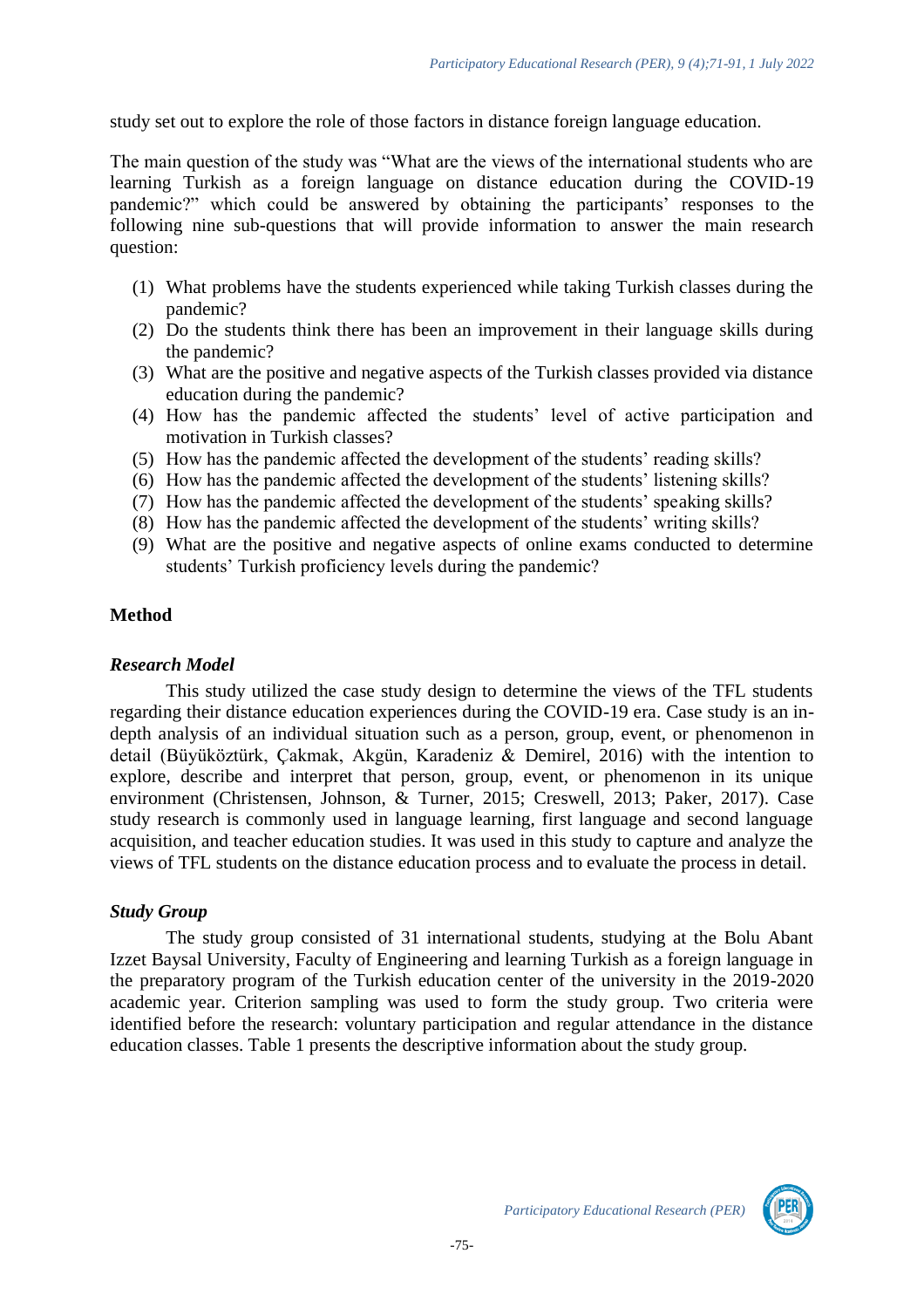study set out to explore the role of those factors in distance foreign language education.

The main question of the study was "What are the views of the international students who are learning Turkish as a foreign language on distance education during the COVID-19 pandemic?" which could be answered by obtaining the participants' responses to the following nine sub-questions that will provide information to answer the main research question:

(1) What problems have the students experienced while taking Turkish classes during the pandemic?
(2) Do the students think there has been an improvement in their language skills during the pandemic?
(3) What are the positive and negative aspects of the Turkish classes provided via distance education during the pandemic?
(4) How has the pandemic affected the students' level of active participation and motivation in Turkish classes?
(5) How has the pandemic affected the development of the students' reading skills?
(6) How has the pandemic affected the development of the students' listening skills?
(7) How has the pandemic affected the development of the students' speaking skills?
(8) How has the pandemic affected the development of the students' writing skills?
(9) What are the positive and negative aspects of online exams conducted to determine students' Turkish proficiency levels during the pandemic?

## Method

### *Research Model*

This study utilized the case study design to determine the views of the TFL students regarding their distance education experiences during the COVID-19 era. Case study is an in-depth analysis of an individual situation such as a person, group, event, or phenomenon in detail (Büyüköztürk, Çakmak, Akgün, Karadeniz & Demirel, 2016) with the intention to explore, describe and interpret that person, group, event, or phenomenon in its unique environment (Christensen, Johnson, & Turner, 2015; Creswell, 2013; Paker, 2017). Case study research is commonly used in language learning, first language and second language acquisition, and teacher education studies. It was used in this study to capture and analyze the views of TFL students on the distance education process and to evaluate the process in detail.

### *Study Group*

The study group consisted of 31 international students, studying at the Bolu Abant Izzet Baysal University, Faculty of Engineering and learning Turkish as a foreign language in the preparatory program of the Turkish education center of the university in the 2019-2020 academic year. Criterion sampling was used to form the study group. Two criteria were identified before the research: voluntary participation and regular attendance in the distance education classes. Table 1 presents the descriptive information about the study group.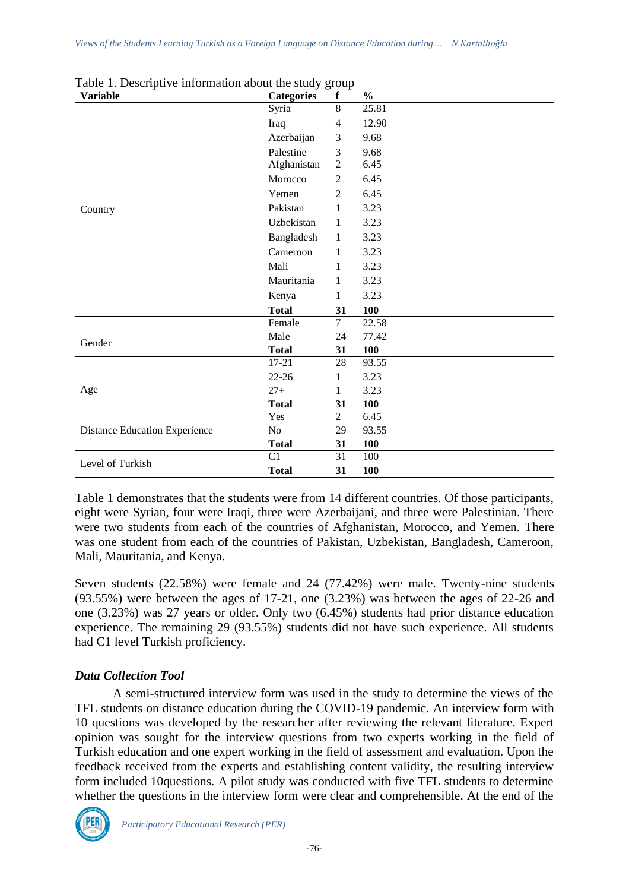Table 1. Descriptive information about the study group

| Variable | Categories | f | % |
|---|---|---|---|
| Country | Syria | 8 | 25.81 |
| | Iraq | 4 | 12.90 |
| | Azerbaijan | 3 | 9.68 |
| | Palestine | 3 | 9.68 |
| | Afghanistan | 2 | 6.45 |
| | Morocco | 2 | 6.45 |
| | Yemen | 2 | 6.45 |
| | Pakistan | 1 | 3.23 |
| | Uzbekistan | 1 | 3.23 |
| | Bangladesh | 1 | 3.23 |
| | Cameroon | 1 | 3.23 |
| | Mali | 1 | 3.23 |
| | Mauritania | 1 | 3.23 |
| | Kenya | 1 | 3.23 |
| | **Total** | **31** | **100** |
| Gender | Female | 7 | 22.58 |
| | Male | 24 | 77.42 |
| | **Total** | **31** | **100** |
| Age | 17-21 | 28 | 93.55 |
| | 22-26 | 1 | 3.23 |
| | 27+ | 1 | 3.23 |
| | **Total** | **31** | **100** |
| Distance Education Experience | Yes | 2 | 6.45 |
| | No | 29 | 93.55 |
| | **Total** | **31** | **100** |
| Level of Turkish | C1 | 31 | 100 |
| | **Total** | **31** | **100** |

Table 1 demonstrates that the students were from 14 different countries. Of those participants, eight were Syrian, four were Iraqi, three were Azerbaijani, and three were Palestinian. There were two students from each of the countries of Afghanistan, Morocco, and Yemen. There was one student from each of the countries of Pakistan, Uzbekistan, Bangladesh, Cameroon, Mali, Mauritania, and Kenya.

Seven students (22.58%) were female and 24 (77.42%) were male. Twenty-nine students (93.55%) were between the ages of 17-21, one (3.23%) was between the ages of 22-26 and one (3.23%) was 27 years or older. Only two (6.45%) students had prior distance education experience. The remaining 29 (93.55%) students did not have such experience. All students had C1 level Turkish proficiency.

### *Data Collection Tool*

A semi-structured interview form was used in the study to determine the views of the TFL students on distance education during the COVID-19 pandemic. An interview form with 10 questions was developed by the researcher after reviewing the relevant literature. Expert opinion was sought for the interview questions from two experts working in the field of Turkish education and one expert working in the field of assessment and evaluation. Upon the feedback received from the experts and establishing content validity, the resulting interview form included 10questions. A pilot study was conducted with five TFL students to determine whether the questions in the interview form were clear and comprehensible. At the end of the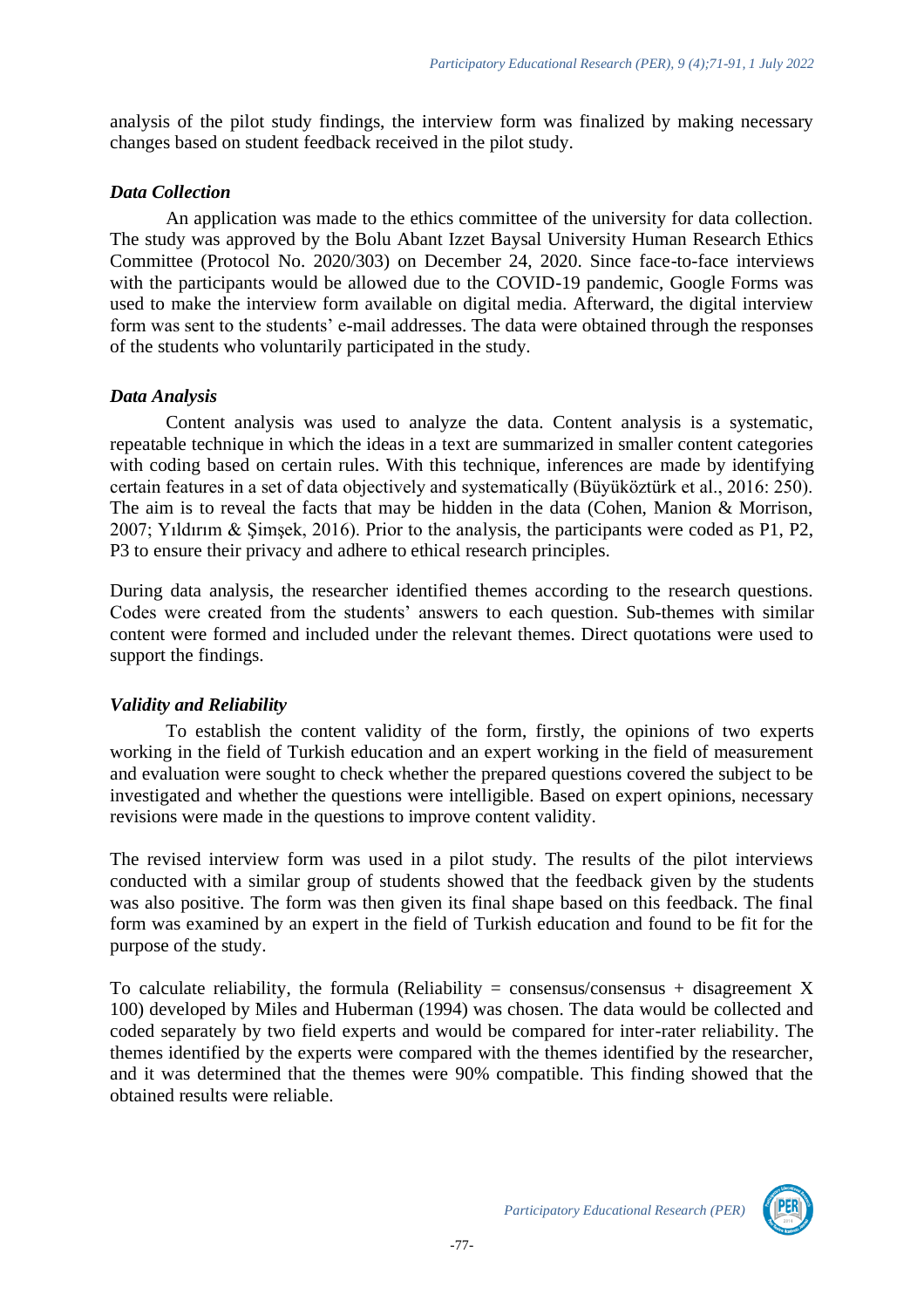analysis of the pilot study findings, the interview form was finalized by making necessary changes based on student feedback received in the pilot study.

### *Data Collection*

An application was made to the ethics committee of the university for data collection. The study was approved by the Bolu Abant Izzet Baysal University Human Research Ethics Committee (Protocol No. 2020/303) on December 24, 2020. Since face-to-face interviews with the participants would be allowed due to the COVID-19 pandemic, Google Forms was used to make the interview form available on digital media. Afterward, the digital interview form was sent to the students' e-mail addresses. The data were obtained through the responses of the students who voluntarily participated in the study.

### *Data Analysis*

Content analysis was used to analyze the data. Content analysis is a systematic, repeatable technique in which the ideas in a text are summarized in smaller content categories with coding based on certain rules. With this technique, inferences are made by identifying certain features in a set of data objectively and systematically (Büyüköztürk et al., 2016: 250). The aim is to reveal the facts that may be hidden in the data (Cohen, Manion & Morrison, 2007; Yıldırım & Şimşek, 2016). Prior to the analysis, the participants were coded as P1, P2, P3 to ensure their privacy and adhere to ethical research principles.

During data analysis, the researcher identified themes according to the research questions. Codes were created from the students' answers to each question. Sub-themes with similar content were formed and included under the relevant themes. Direct quotations were used to support the findings.

### *Validity and Reliability*

To establish the content validity of the form, firstly, the opinions of two experts working in the field of Turkish education and an expert working in the field of measurement and evaluation were sought to check whether the prepared questions covered the subject to be investigated and whether the questions were intelligible. Based on expert opinions, necessary revisions were made in the questions to improve content validity.

The revised interview form was used in a pilot study. The results of the pilot interviews conducted with a similar group of students showed that the feedback given by the students was also positive. The form was then given its final shape based on this feedback. The final form was examined by an expert in the field of Turkish education and found to be fit for the purpose of the study.

To calculate reliability, the formula (Reliability = consensus/consensus + disagreement X 100) developed by Miles and Huberman (1994) was chosen. The data would be collected and coded separately by two field experts and would be compared for inter-rater reliability. The themes identified by the experts were compared with the themes identified by the researcher, and it was determined that the themes were 90% compatible. This finding showed that the obtained results were reliable.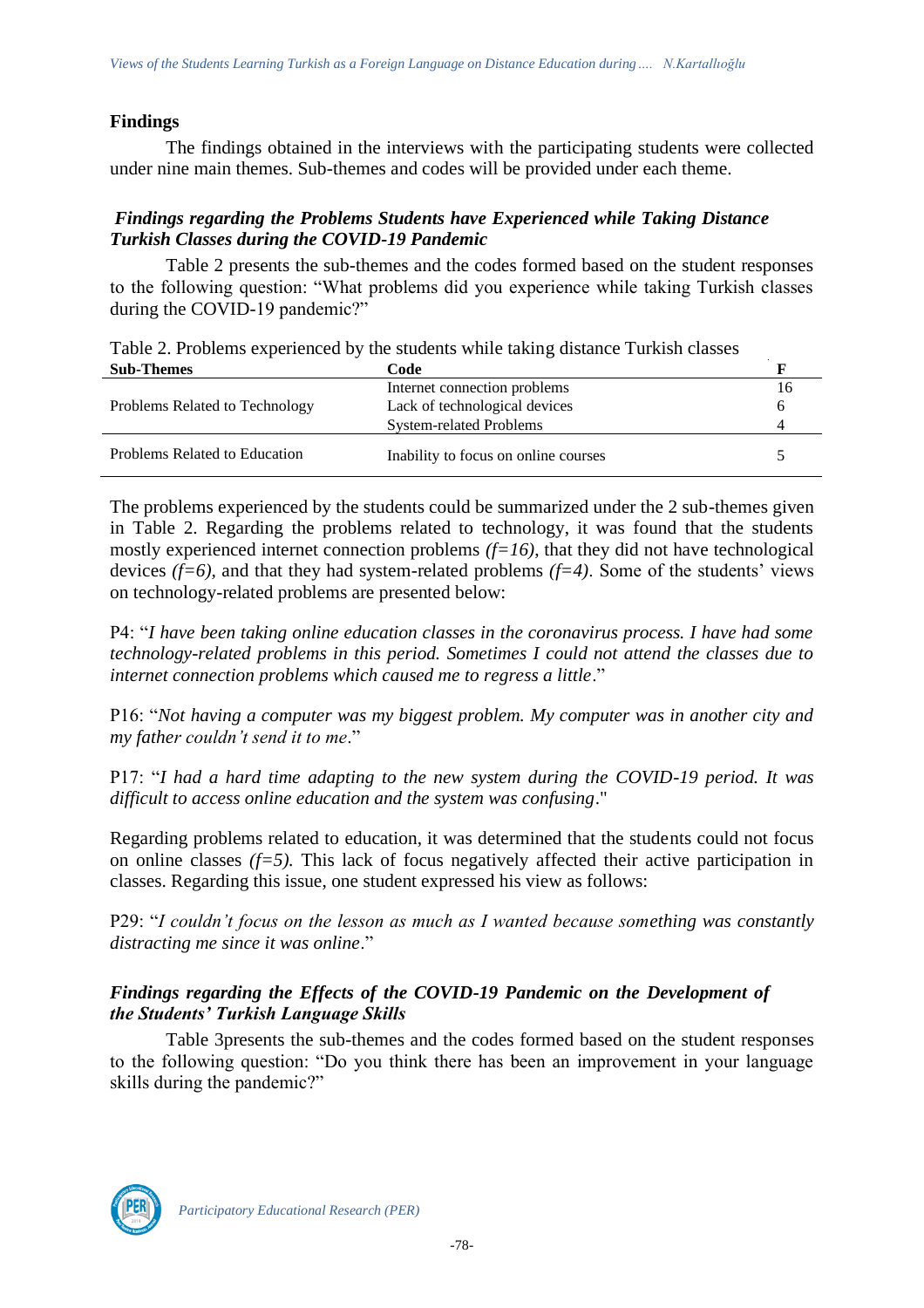## Findings

The findings obtained in the interviews with the participating students were collected under nine main themes. Sub-themes and codes will be provided under each theme.

### *Findings regarding the Problems Students have Experienced while Taking Distance Turkish Classes during the COVID-19 Pandemic*

Table 2 presents the sub-themes and the codes formed based on the student responses to the following question: "What problems did you experience while taking Turkish classes during the COVID-19 pandemic?"

Table 2. Problems experienced by the students while taking distance Turkish classes

| Sub-Themes | Code | F |
|---|---|---|
| Problems Related to Technology | Internet connection problems | 16 |
| | Lack of technological devices | 6 |
| | System-related Problems | 4 |
| Problems Related to Education | Inability to focus on online courses | 5 |

The problems experienced by the students could be summarized under the 2 sub-themes given in Table 2. Regarding the problems related to technology, it was found that the students mostly experienced internet connection problems *(f=16)*, that they did not have technological devices *(f=6)*, and that they had system-related problems *(f=4)*. Some of the students' views on technology-related problems are presented below:

P4: "*I have been taking online education classes in the coronavirus process. I have had some technology-related problems in this period. Sometimes I could not attend the classes due to internet connection problems which caused me to regress a little*."

P16: "*Not having a computer was my biggest problem. My computer was in another city and my father couldn't send it to me*."

P17: "*I had a hard time adapting to the new system during the COVID-19 period. It was difficult to access online education and the system was confusing*."

Regarding problems related to education, it was determined that the students could not focus on online classes *(f=5).* This lack of focus negatively affected their active participation in classes. Regarding this issue, one student expressed his view as follows:

P29: "*I couldn't focus on the lesson as much as I wanted because something was constantly distracting me since it was online*."

### *Findings regarding the Effects of the COVID-19 Pandemic on the Development of the Students' Turkish Language Skills*

Table 3presents the sub-themes and the codes formed based on the student responses to the following question: "Do you think there has been an improvement in your language skills during the pandemic?"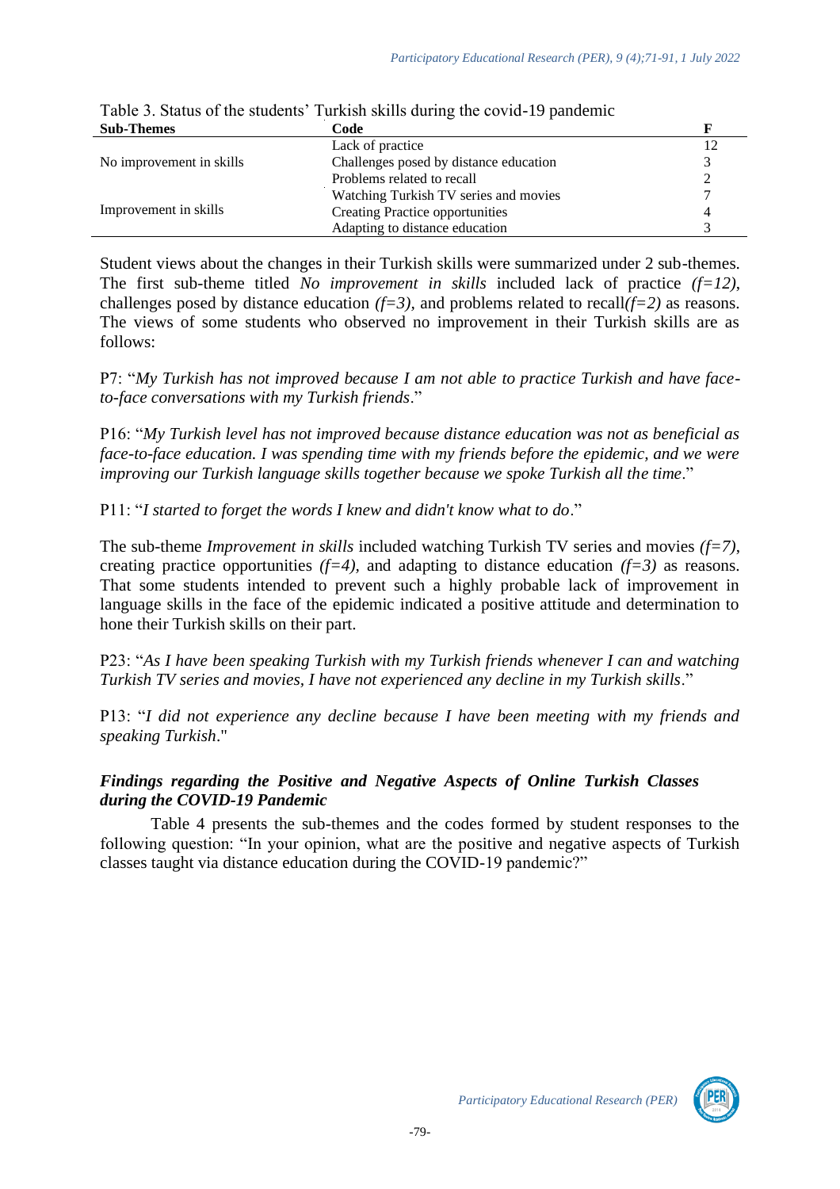Table 3. Status of the students' Turkish skills during the covid-19 pandemic

| Sub-Themes | Code | F |
|---|---|---|
| No improvement in skills | Lack of practice | 12 |
| | Challenges posed by distance education | 3 |
| | Problems related to recall | 2 |
| Improvement in skills | Watching Turkish TV series and movies | 7 |
| | Creating Practice opportunities | 4 |
| | Adapting to distance education | 3 |

Student views about the changes in their Turkish skills were summarized under 2 sub-themes. The first sub-theme titled *No improvement in skills* included lack of practice *(f=12)*, challenges posed by distance education *(f=3)*, and problems related to recall*(f=2)* as reasons. The views of some students who observed no improvement in their Turkish skills are as follows:

P7: "*My Turkish has not improved because I am not able to practice Turkish and have face-to-face conversations with my Turkish friends*."

P16: "*My Turkish level has not improved because distance education was not as beneficial as face-to-face education. I was spending time with my friends before the epidemic, and we were improving our Turkish language skills together because we spoke Turkish all the time*."

P11: "*I started to forget the words I knew and didn't know what to do*."

The sub-theme *Improvement in skills* included watching Turkish TV series and movies *(f=7)*, creating practice opportunities *(f=4)*, and adapting to distance education *(f=3)* as reasons. That some students intended to prevent such a highly probable lack of improvement in language skills in the face of the epidemic indicated a positive attitude and determination to hone their Turkish skills on their part.

P23: "*As I have been speaking Turkish with my Turkish friends whenever I can and watching Turkish TV series and movies, I have not experienced any decline in my Turkish skills*."

P13: "*I did not experience any decline because I have been meeting with my friends and speaking Turkish*."

### *Findings regarding the Positive and Negative Aspects of Online Turkish Classes during the COVID-19 Pandemic*

Table 4 presents the sub-themes and the codes formed by student responses to the following question: "In your opinion, what are the positive and negative aspects of Turkish classes taught via distance education during the COVID-19 pandemic?"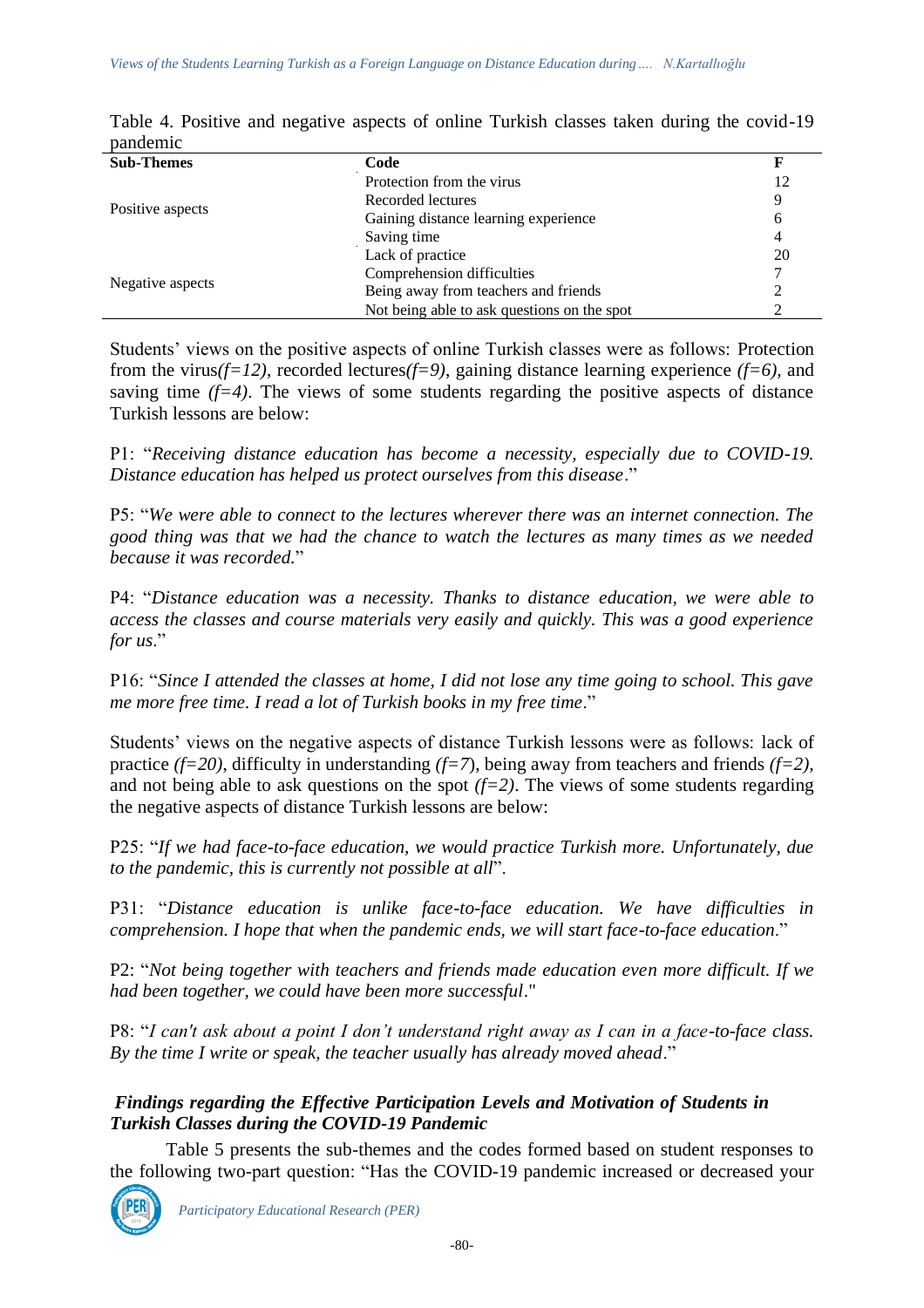Table 4. Positive and negative aspects of online Turkish classes taken during the covid-19 pandemic

| Sub-Themes | Code | F |
|---|---|---|
| Positive aspects | Protection from the virus | 12 |
| | Recorded lectures | 9 |
| | Gaining distance learning experience | 6 |
| | Saving time | 4 |
| Negative aspects | Lack of practice | 20 |
| | Comprehension difficulties | 7 |
| | Being away from teachers and friends | 2 |
| | Not being able to ask questions on the spot | 2 |

Students' views on the positive aspects of online Turkish classes were as follows: Protection from the virus*(f=12)*, recorded lectures*(f=9)*, gaining distance learning experience *(f=6)*, and saving time *(f=4)*. The views of some students regarding the positive aspects of distance Turkish lessons are below:

P1: "*Receiving distance education has become a necessity, especially due to COVID-19. Distance education has helped us protect ourselves from this disease*."

P5: "*We were able to connect to the lectures wherever there was an internet connection. The good thing was that we had the chance to watch the lectures as many times as we needed because it was recorded.*"

P4: "*Distance education was a necessity. Thanks to distance education, we were able to access the classes and course materials very easily and quickly. This was a good experience for us*."

P16: "*Since I attended the classes at home, I did not lose any time going to school. This gave me more free time. I read a lot of Turkish books in my free time*."

Students' views on the negative aspects of distance Turkish lessons were as follows: lack of practice *(f=20)*, difficulty in understanding *(f=7)*, being away from teachers and friends *(f=2)*, and not being able to ask questions on the spot *(f=2)*. The views of some students regarding the negative aspects of distance Turkish lessons are below:

P25: "*If we had face-to-face education, we would practice Turkish more. Unfortunately, due to the pandemic, this is currently not possible at all*".

P31: "*Distance education is unlike face-to-face education. We have difficulties in comprehension. I hope that when the pandemic ends, we will start face-to-face education*."

P2: "*Not being together with teachers and friends made education even more difficult. If we had been together, we could have been more successful*."

P8: "*I can't ask about a point I don't understand right away as I can in a face-to-face class. By the time I write or speak, the teacher usually has already moved ahead*."

### *Findings regarding the Effective Participation Levels and Motivation of Students in Turkish Classes during the COVID-19 Pandemic*

Table 5 presents the sub-themes and the codes formed based on student responses to the following two-part question: "Has the COVID-19 pandemic increased or decreased your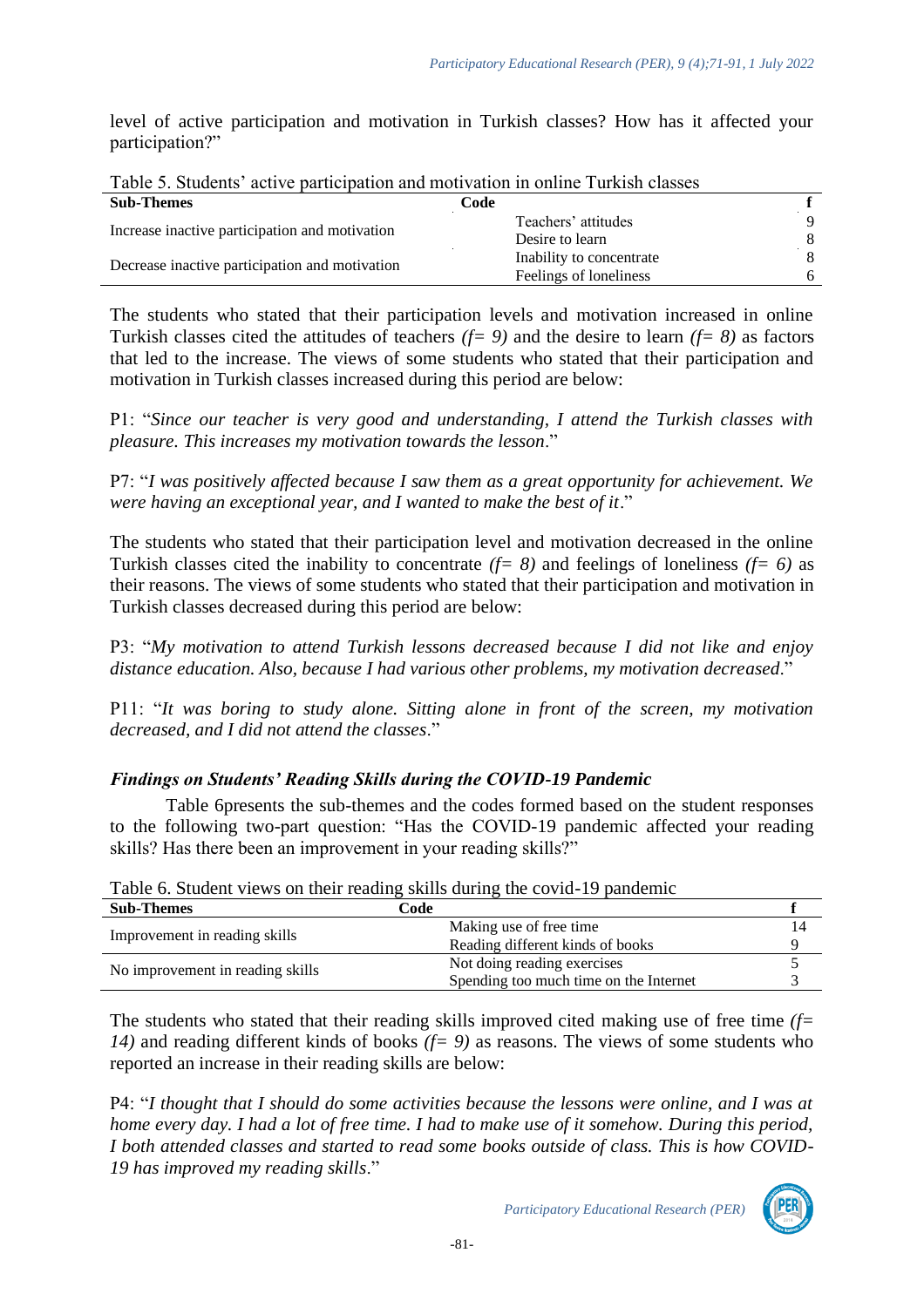level of active participation and motivation in Turkish classes? How has it affected your participation?"

Table 5. Students' active participation and motivation in online Turkish classes

| Sub-Themes | Code | f |
|---|---|---|
| Increase inactive participation and motivation | Teachers' attitudes | 9 |
| | Desire to learn | 8 |
| Decrease inactive participation and motivation | Inability to concentrate | 8 |
| | Feelings of loneliness | 6 |

The students who stated that their participation levels and motivation increased in online Turkish classes cited the attitudes of teachers *(f= 9)* and the desire to learn *(f= 8)* as factors that led to the increase. The views of some students who stated that their participation and motivation in Turkish classes increased during this period are below:

P1: "*Since our teacher is very good and understanding, I attend the Turkish classes with pleasure. This increases my motivation towards the lesson*."

P7: "*I was positively affected because I saw them as a great opportunity for achievement. We were having an exceptional year, and I wanted to make the best of it*."

The students who stated that their participation level and motivation decreased in the online Turkish classes cited the inability to concentrate *(f= 8)* and feelings of loneliness *(f= 6)* as their reasons. The views of some students who stated that their participation and motivation in Turkish classes decreased during this period are below:

P3: "*My motivation to attend Turkish lessons decreased because I did not like and enjoy distance education. Also, because I had various other problems, my motivation decreased*."

P11: "*It was boring to study alone. Sitting alone in front of the screen, my motivation decreased, and I did not attend the classes*."

### *Findings on Students' Reading Skills during the COVID-19 Pandemic*

Table 6presents the sub-themes and the codes formed based on the student responses to the following two-part question: "Has the COVID-19 pandemic affected your reading skills? Has there been an improvement in your reading skills?"

Table 6. Student views on their reading skills during the covid-19 pandemic

| Sub-Themes | Code | f |
|---|---|---|
| Improvement in reading skills | Making use of free time | 14 |
| | Reading different kinds of books | 9 |
| No improvement in reading skills | Not doing reading exercises | 5 |
| | Spending too much time on the Internet | 3 |

The students who stated that their reading skills improved cited making use of free time *(f= 14)* and reading different kinds of books *(f= 9)* as reasons. The views of some students who reported an increase in their reading skills are below:

P4: "*I thought that I should do some activities because the lessons were online, and I was at home every day. I had a lot of free time. I had to make use of it somehow. During this period, I both attended classes and started to read some books outside of class. This is how COVID-19 has improved my reading skills*."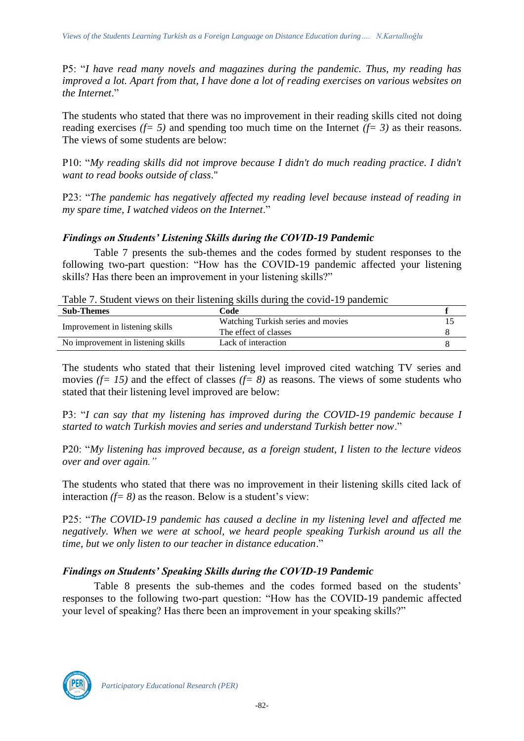P5: "*I have read many novels and magazines during the pandemic. Thus, my reading has improved a lot. Apart from that, I have done a lot of reading exercises on various websites on the Internet*."

The students who stated that there was no improvement in their reading skills cited not doing reading exercises *(f= 5)* and spending too much time on the Internet *(f= 3)* as their reasons. The views of some students are below:

P10: "*My reading skills did not improve because I didn't do much reading practice. I didn't want to read books outside of class*."

P23: "*The pandemic has negatively affected my reading level because instead of reading in my spare time, I watched videos on the Internet*."

### *Findings on Students' Listening Skills during the COVID-19 Pandemic*

Table 7 presents the sub-themes and the codes formed by student responses to the following two-part question: "How has the COVID-19 pandemic affected your listening skills? Has there been an improvement in your listening skills?"

Table 7. Student views on their listening skills during the covid-19 pandemic

| Sub-Themes | Code | f |
|---|---|---|
| Improvement in listening skills | Watching Turkish series and movies | 15 |
| | The effect of classes | 8 |
| No improvement in listening skills | Lack of interaction | 8 |

The students who stated that their listening level improved cited watching TV series and movies *(f= 15)* and the effect of classes *(f= 8)* as reasons. The views of some students who stated that their listening level improved are below:

P3: "*I can say that my listening has improved during the COVID-19 pandemic because I started to watch Turkish movies and series and understand Turkish better now*."

P20: "*My listening has improved because, as a foreign student, I listen to the lecture videos over and over again."*

The students who stated that there was no improvement in their listening skills cited lack of interaction *(f= 8)* as the reason. Below is a student's view:

P25: "*The COVID-19 pandemic has caused a decline in my listening level and affected me negatively. When we were at school, we heard people speaking Turkish around us all the time, but we only listen to our teacher in distance education*."

### *Findings on Students' Speaking Skills during the COVID-19 Pandemic*

Table 8 presents the sub-themes and the codes formed based on the students' responses to the following two-part question: "How has the COVID-19 pandemic affected your level of speaking? Has there been an improvement in your speaking skills?"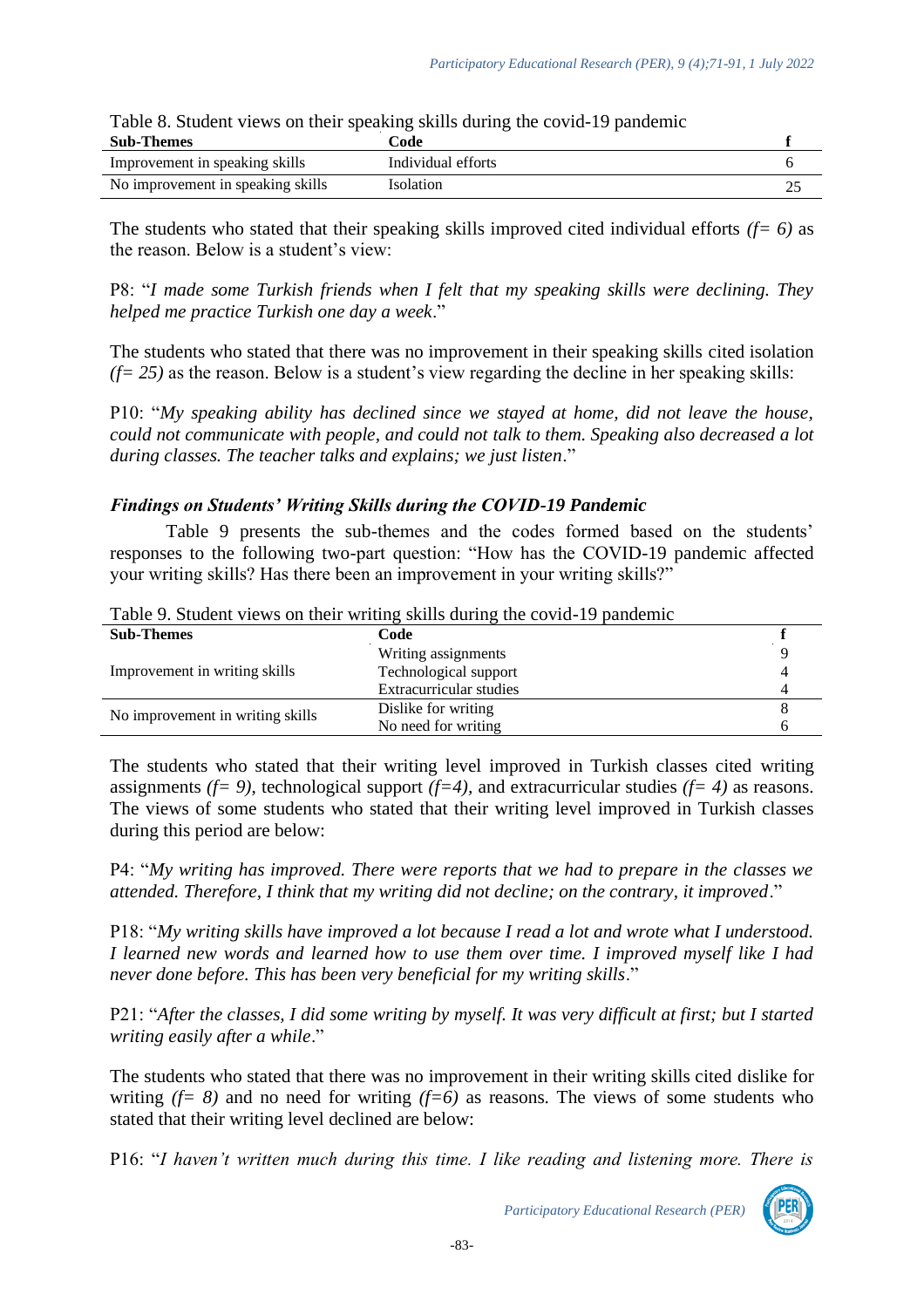Table 8. Student views on their speaking skills during the covid-19 pandemic

| Sub-Themes | Code | f |
|---|---|---|
| Improvement in speaking skills | Individual efforts | 6 |
| No improvement in speaking skills | Isolation | 25 |

The students who stated that their speaking skills improved cited individual efforts *(f= 6)* as the reason. Below is a student's view:

P8: "*I made some Turkish friends when I felt that my speaking skills were declining. They helped me practice Turkish one day a week*."

The students who stated that there was no improvement in their speaking skills cited isolation *(f= 25)* as the reason. Below is a student's view regarding the decline in her speaking skills:

P10: "*My speaking ability has declined since we stayed at home, did not leave the house, could not communicate with people, and could not talk to them. Speaking also decreased a lot during classes. The teacher talks and explains; we just listen*."

### *Findings on Students' Writing Skills during the COVID-19 Pandemic*

Table 9 presents the sub-themes and the codes formed based on the students' responses to the following two-part question: "How has the COVID-19 pandemic affected your writing skills? Has there been an improvement in your writing skills?"

Table 9. Student views on their writing skills during the covid-19 pandemic

| Sub-Themes | Code | f |
|---|---|---|
| Improvement in writing skills | Writing assignments | 9 |
| | Technological support | 4 |
| | Extracurricular studies | 4 |
| No improvement in writing skills | Dislike for writing | 8 |
| | No need for writing | 6 |

The students who stated that their writing level improved in Turkish classes cited writing assignments *(f= 9)*, technological support *(f=4)*, and extracurricular studies *(f= 4)* as reasons. The views of some students who stated that their writing level improved in Turkish classes during this period are below:

P4: "*My writing has improved. There were reports that we had to prepare in the classes we attended. Therefore, I think that my writing did not decline; on the contrary, it improved*."

P18: "*My writing skills have improved a lot because I read a lot and wrote what I understood. I learned new words and learned how to use them over time. I improved myself like I had never done before. This has been very beneficial for my writing skills*."

P21: "*After the classes, I did some writing by myself. It was very difficult at first; but I started writing easily after a while*."

The students who stated that there was no improvement in their writing skills cited dislike for writing *(f= 8)* and no need for writing *(f=6)* as reasons. The views of some students who stated that their writing level declined are below:

P16: "*I haven't written much during this time. I like reading and listening more. There is*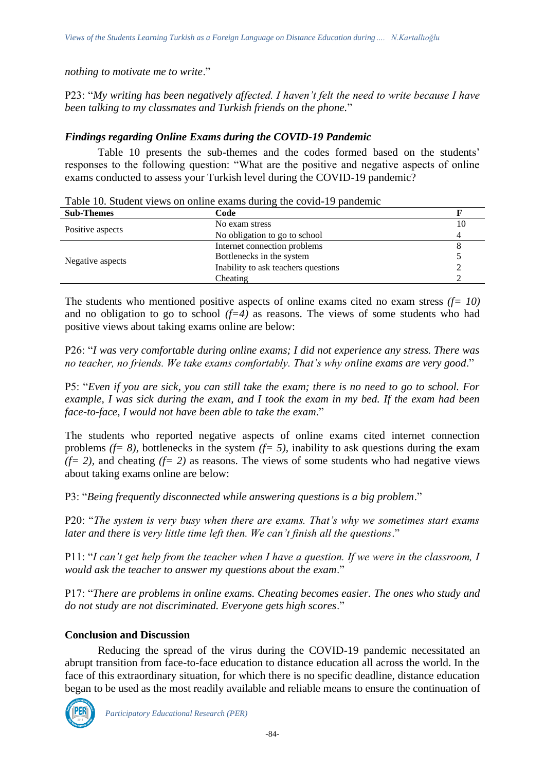*nothing to motivate me to write*."

P23: "*My writing has been negatively affected. I haven't felt the need to write because I have been talking to my classmates and Turkish friends on the phone.*"

### *Findings regarding Online Exams during the COVID-19 Pandemic*

Table 10 presents the sub-themes and the codes formed based on the students' responses to the following question: "What are the positive and negative aspects of online exams conducted to assess your Turkish level during the COVID-19 pandemic?

Table 10. Student views on online exams during the covid-19 pandemic

| Sub-Themes | Code | F |
|---|---|---|
| Positive aspects | No exam stress | 10 |
| | No obligation to go to school | 4 |
| Negative aspects | Internet connection problems | 8 |
| | Bottlenecks in the system | 5 |
| | Inability to ask teachers questions | 2 |
| | Cheating | 2 |

The students who mentioned positive aspects of online exams cited no exam stress *(f= 10)* and no obligation to go to school *(f=4)* as reasons. The views of some students who had positive views about taking exams online are below:

P26: "*I was very comfortable during online exams; I did not experience any stress. There was no teacher, no friends. We take exams comfortably. That's why online exams are very good*."

P5: "*Even if you are sick, you can still take the exam; there is no need to go to school. For example, I was sick during the exam, and I took the exam in my bed. If the exam had been face-to-face, I would not have been able to take the exam*."

The students who reported negative aspects of online exams cited internet connection problems *(f= 8)*, bottlenecks in the system *(f= 5)*, inability to ask questions during the exam *(f= 2)*, and cheating *(f= 2)* as reasons. The views of some students who had negative views about taking exams online are below:

P3: "*Being frequently disconnected while answering questions is a big problem*."

P20: "*The system is very busy when there are exams. That's why we sometimes start exams later and there is very little time left then. We can't finish all the questions*."

P11: "*I can't get help from the teacher when I have a question. If we were in the classroom, I would ask the teacher to answer my questions about the exam*."

P17: "*There are problems in online exams. Cheating becomes easier. The ones who study and do not study are not discriminated. Everyone gets high scores*."

## Conclusion and Discussion

Reducing the spread of the virus during the COVID-19 pandemic necessitated an abrupt transition from face-to-face education to distance education all across the world. In the face of this extraordinary situation, for which there is no specific deadline, distance education began to be used as the most readily available and reliable means to ensure the continuation of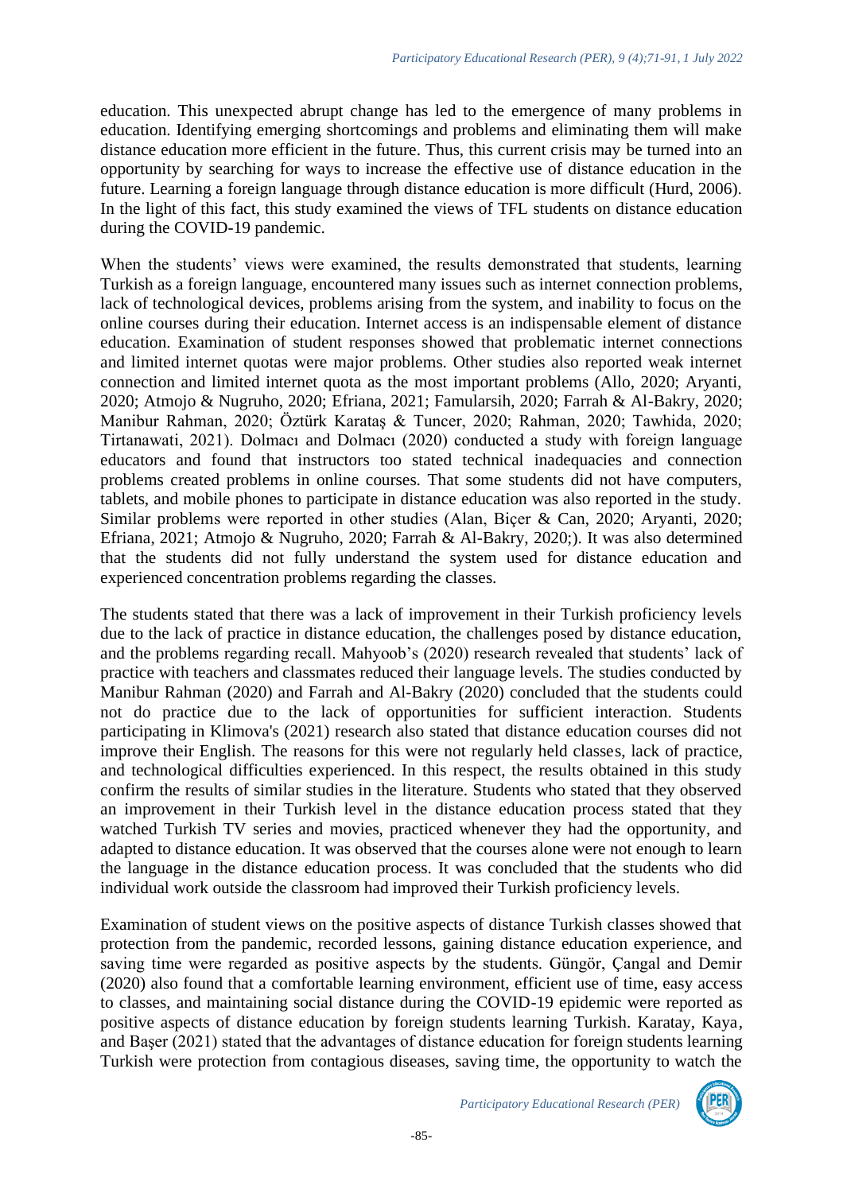education. This unexpected abrupt change has led to the emergence of many problems in education. Identifying emerging shortcomings and problems and eliminating them will make distance education more efficient in the future. Thus, this current crisis may be turned into an opportunity by searching for ways to increase the effective use of distance education in the future. Learning a foreign language through distance education is more difficult (Hurd, 2006). In the light of this fact, this study examined the views of TFL students on distance education during the COVID-19 pandemic.

When the students' views were examined, the results demonstrated that students, learning Turkish as a foreign language, encountered many issues such as internet connection problems, lack of technological devices, problems arising from the system, and inability to focus on the online courses during their education. Internet access is an indispensable element of distance education. Examination of student responses showed that problematic internet connections and limited internet quotas were major problems. Other studies also reported weak internet connection and limited internet quota as the most important problems (Allo, 2020; Aryanti, 2020; Atmojo & Nugruho, 2020; Efriana, 2021; Famularsih, 2020; Farrah & Al-Bakry, 2020; Manibur Rahman, 2020; Öztürk Karataş & Tuncer, 2020; Rahman, 2020; Tawhida, 2020; Tirtanawati, 2021). Dolmacı and Dolmacı (2020) conducted a study with foreign language educators and found that instructors too stated technical inadequacies and connection problems created problems in online courses. That some students did not have computers, tablets, and mobile phones to participate in distance education was also reported in the study. Similar problems were reported in other studies (Alan, Biçer & Can, 2020; Aryanti, 2020; Efriana, 2021; Atmojo & Nugruho, 2020; Farrah & Al-Bakry, 2020;). It was also determined that the students did not fully understand the system used for distance education and experienced concentration problems regarding the classes.

The students stated that there was a lack of improvement in their Turkish proficiency levels due to the lack of practice in distance education, the challenges posed by distance education, and the problems regarding recall. Mahyoob's (2020) research revealed that students' lack of practice with teachers and classmates reduced their language levels. The studies conducted by Manibur Rahman (2020) and Farrah and Al-Bakry (2020) concluded that the students could not do practice due to the lack of opportunities for sufficient interaction. Students participating in Klimova's (2021) research also stated that distance education courses did not improve their English. The reasons for this were not regularly held classes, lack of practice, and technological difficulties experienced. In this respect, the results obtained in this study confirm the results of similar studies in the literature. Students who stated that they observed an improvement in their Turkish level in the distance education process stated that they watched Turkish TV series and movies, practiced whenever they had the opportunity, and adapted to distance education. It was observed that the courses alone were not enough to learn the language in the distance education process. It was concluded that the students who did individual work outside the classroom had improved their Turkish proficiency levels.

Examination of student views on the positive aspects of distance Turkish classes showed that protection from the pandemic, recorded lessons, gaining distance education experience, and saving time were regarded as positive aspects by the students. Güngör, Çangal and Demir (2020) also found that a comfortable learning environment, efficient use of time, easy access to classes, and maintaining social distance during the COVID-19 epidemic were reported as positive aspects of distance education by foreign students learning Turkish. Karatay, Kaya, and Başer (2021) stated that the advantages of distance education for foreign students learning Turkish were protection from contagious diseases, saving time, the opportunity to watch the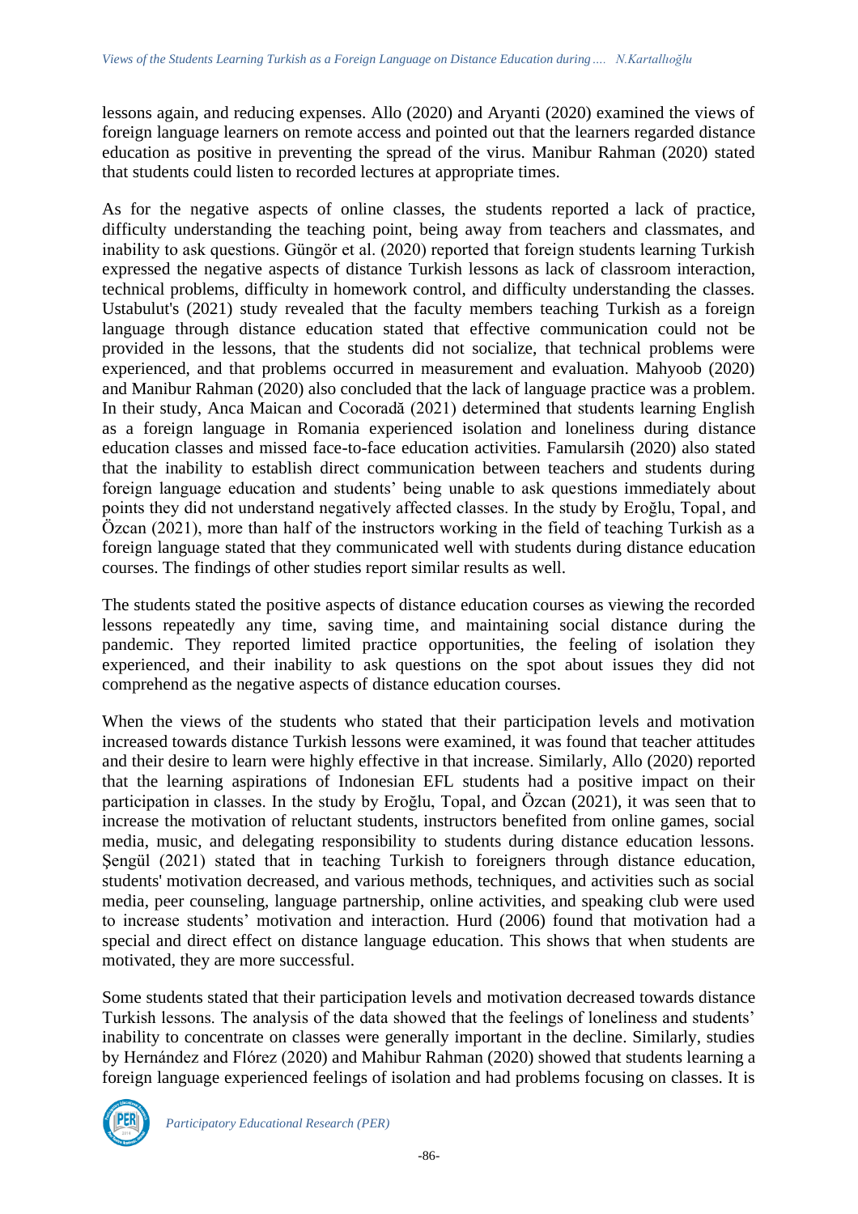lessons again, and reducing expenses. Allo (2020) and Aryanti (2020) examined the views of foreign language learners on remote access and pointed out that the learners regarded distance education as positive in preventing the spread of the virus. Manibur Rahman (2020) stated that students could listen to recorded lectures at appropriate times.

As for the negative aspects of online classes, the students reported a lack of practice, difficulty understanding the teaching point, being away from teachers and classmates, and inability to ask questions. Güngör et al. (2020) reported that foreign students learning Turkish expressed the negative aspects of distance Turkish lessons as lack of classroom interaction, technical problems, difficulty in homework control, and difficulty understanding the classes. Ustabulut's (2021) study revealed that the faculty members teaching Turkish as a foreign language through distance education stated that effective communication could not be provided in the lessons, that the students did not socialize, that technical problems were experienced, and that problems occurred in measurement and evaluation. Mahyoob (2020) and Manibur Rahman (2020) also concluded that the lack of language practice was a problem. In their study, Anca Maican and Cocoradă (2021) determined that students learning English as a foreign language in Romania experienced isolation and loneliness during distance education classes and missed face-to-face education activities. Famularsih (2020) also stated that the inability to establish direct communication between teachers and students during foreign language education and students' being unable to ask questions immediately about points they did not understand negatively affected classes. In the study by Eroğlu, Topal, and Özcan (2021), more than half of the instructors working in the field of teaching Turkish as a foreign language stated that they communicated well with students during distance education courses. The findings of other studies report similar results as well.

The students stated the positive aspects of distance education courses as viewing the recorded lessons repeatedly any time, saving time, and maintaining social distance during the pandemic. They reported limited practice opportunities, the feeling of isolation they experienced, and their inability to ask questions on the spot about issues they did not comprehend as the negative aspects of distance education courses.

When the views of the students who stated that their participation levels and motivation increased towards distance Turkish lessons were examined, it was found that teacher attitudes and their desire to learn were highly effective in that increase. Similarly, Allo (2020) reported that the learning aspirations of Indonesian EFL students had a positive impact on their participation in classes. In the study by Eroğlu, Topal, and Özcan (2021), it was seen that to increase the motivation of reluctant students, instructors benefited from online games, social media, music, and delegating responsibility to students during distance education lessons. Şengül (2021) stated that in teaching Turkish to foreigners through distance education, students' motivation decreased, and various methods, techniques, and activities such as social media, peer counseling, language partnership, online activities, and speaking club were used to increase students' motivation and interaction. Hurd (2006) found that motivation had a special and direct effect on distance language education. This shows that when students are motivated, they are more successful.

Some students stated that their participation levels and motivation decreased towards distance Turkish lessons. The analysis of the data showed that the feelings of loneliness and students' inability to concentrate on classes were generally important in the decline. Similarly, studies by Hernández and Flórez (2020) and Mahibur Rahman (2020) showed that students learning a foreign language experienced feelings of isolation and had problems focusing on classes. It is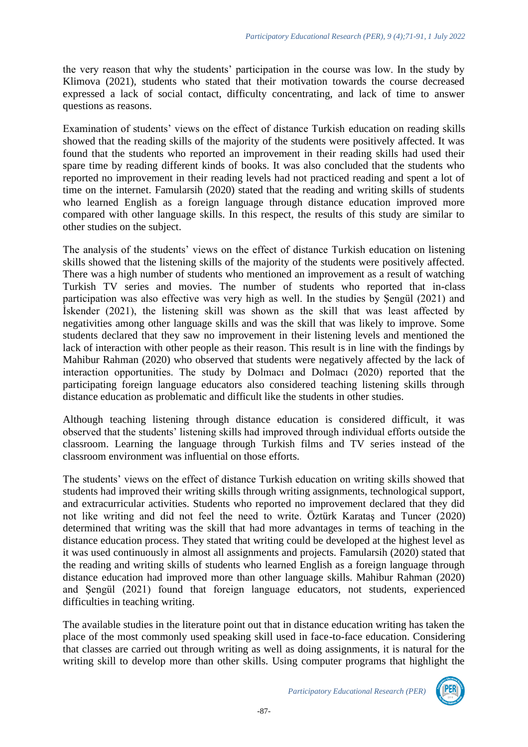the very reason that why the students' participation in the course was low. In the study by Klimova (2021), students who stated that their motivation towards the course decreased expressed a lack of social contact, difficulty concentrating, and lack of time to answer questions as reasons.

Examination of students' views on the effect of distance Turkish education on reading skills showed that the reading skills of the majority of the students were positively affected. It was found that the students who reported an improvement in their reading skills had used their spare time by reading different kinds of books. It was also concluded that the students who reported no improvement in their reading levels had not practiced reading and spent a lot of time on the internet. Famularsih (2020) stated that the reading and writing skills of students who learned English as a foreign language through distance education improved more compared with other language skills. In this respect, the results of this study are similar to other studies on the subject.

The analysis of the students' views on the effect of distance Turkish education on listening skills showed that the listening skills of the majority of the students were positively affected. There was a high number of students who mentioned an improvement as a result of watching Turkish TV series and movies. The number of students who reported that in-class participation was also effective was very high as well. In the studies by Şengül (2021) and İskender (2021), the listening skill was shown as the skill that was least affected by negativities among other language skills and was the skill that was likely to improve. Some students declared that they saw no improvement in their listening levels and mentioned the lack of interaction with other people as their reason. This result is in line with the findings by Mahibur Rahman (2020) who observed that students were negatively affected by the lack of interaction opportunities. The study by Dolmacı and Dolmacı (2020) reported that the participating foreign language educators also considered teaching listening skills through distance education as problematic and difficult like the students in other studies.

Although teaching listening through distance education is considered difficult, it was observed that the students' listening skills had improved through individual efforts outside the classroom. Learning the language through Turkish films and TV series instead of the classroom environment was influential on those efforts.

The students' views on the effect of distance Turkish education on writing skills showed that students had improved their writing skills through writing assignments, technological support, and extracurricular activities. Students who reported no improvement declared that they did not like writing and did not feel the need to write. Öztürk Karataş and Tuncer (2020) determined that writing was the skill that had more advantages in terms of teaching in the distance education process. They stated that writing could be developed at the highest level as it was used continuously in almost all assignments and projects. Famularsih (2020) stated that the reading and writing skills of students who learned English as a foreign language through distance education had improved more than other language skills. Mahibur Rahman (2020) and Şengül (2021) found that foreign language educators, not students, experienced difficulties in teaching writing.

The available studies in the literature point out that in distance education writing has taken the place of the most commonly used speaking skill used in face-to-face education. Considering that classes are carried out through writing as well as doing assignments, it is natural for the writing skill to develop more than other skills. Using computer programs that highlight the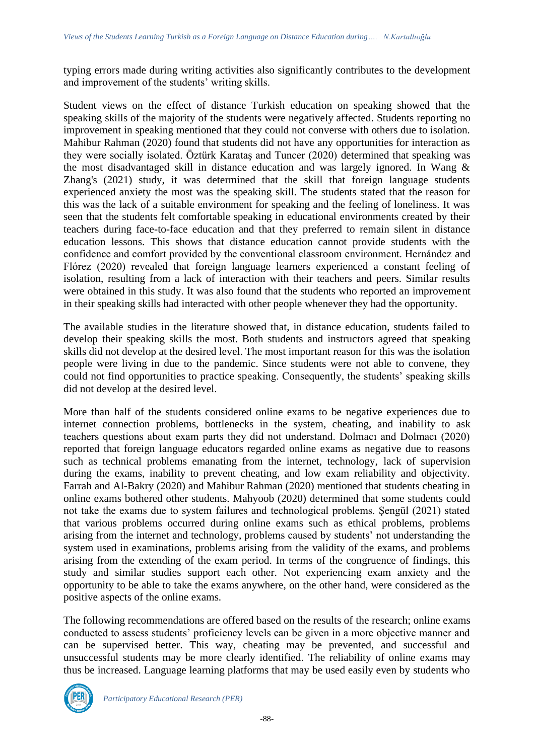typing errors made during writing activities also significantly contributes to the development and improvement of the students' writing skills.

Student views on the effect of distance Turkish education on speaking showed that the speaking skills of the majority of the students were negatively affected. Students reporting no improvement in speaking mentioned that they could not converse with others due to isolation. Mahibur Rahman (2020) found that students did not have any opportunities for interaction as they were socially isolated. Öztürk Karataş and Tuncer (2020) determined that speaking was the most disadvantaged skill in distance education and was largely ignored. In Wang & Zhang's (2021) study, it was determined that the skill that foreign language students experienced anxiety the most was the speaking skill. The students stated that the reason for this was the lack of a suitable environment for speaking and the feeling of loneliness. It was seen that the students felt comfortable speaking in educational environments created by their teachers during face-to-face education and that they preferred to remain silent in distance education lessons. This shows that distance education cannot provide students with the confidence and comfort provided by the conventional classroom environment. Hernández and Flórez (2020) revealed that foreign language learners experienced a constant feeling of isolation, resulting from a lack of interaction with their teachers and peers. Similar results were obtained in this study. It was also found that the students who reported an improvement in their speaking skills had interacted with other people whenever they had the opportunity.

The available studies in the literature showed that, in distance education, students failed to develop their speaking skills the most. Both students and instructors agreed that speaking skills did not develop at the desired level. The most important reason for this was the isolation people were living in due to the pandemic. Since students were not able to convene, they could not find opportunities to practice speaking. Consequently, the students' speaking skills did not develop at the desired level.

More than half of the students considered online exams to be negative experiences due to internet connection problems, bottlenecks in the system, cheating, and inability to ask teachers questions about exam parts they did not understand. Dolmacı and Dolmacı (2020) reported that foreign language educators regarded online exams as negative due to reasons such as technical problems emanating from the internet, technology, lack of supervision during the exams, inability to prevent cheating, and low exam reliability and objectivity. Farrah and Al-Bakry (2020) and Mahibur Rahman (2020) mentioned that students cheating in online exams bothered other students. Mahyoob (2020) determined that some students could not take the exams due to system failures and technological problems. Şengül (2021) stated that various problems occurred during online exams such as ethical problems, problems arising from the internet and technology, problems caused by students' not understanding the system used in examinations, problems arising from the validity of the exams, and problems arising from the extending of the exam period. In terms of the congruence of findings, this study and similar studies support each other. Not experiencing exam anxiety and the opportunity to be able to take the exams anywhere, on the other hand, were considered as the positive aspects of the online exams.

The following recommendations are offered based on the results of the research; online exams conducted to assess students' proficiency levels can be given in a more objective manner and can be supervised better. This way, cheating may be prevented, and successful and unsuccessful students may be more clearly identified. The reliability of online exams may thus be increased. Language learning platforms that may be used easily even by students who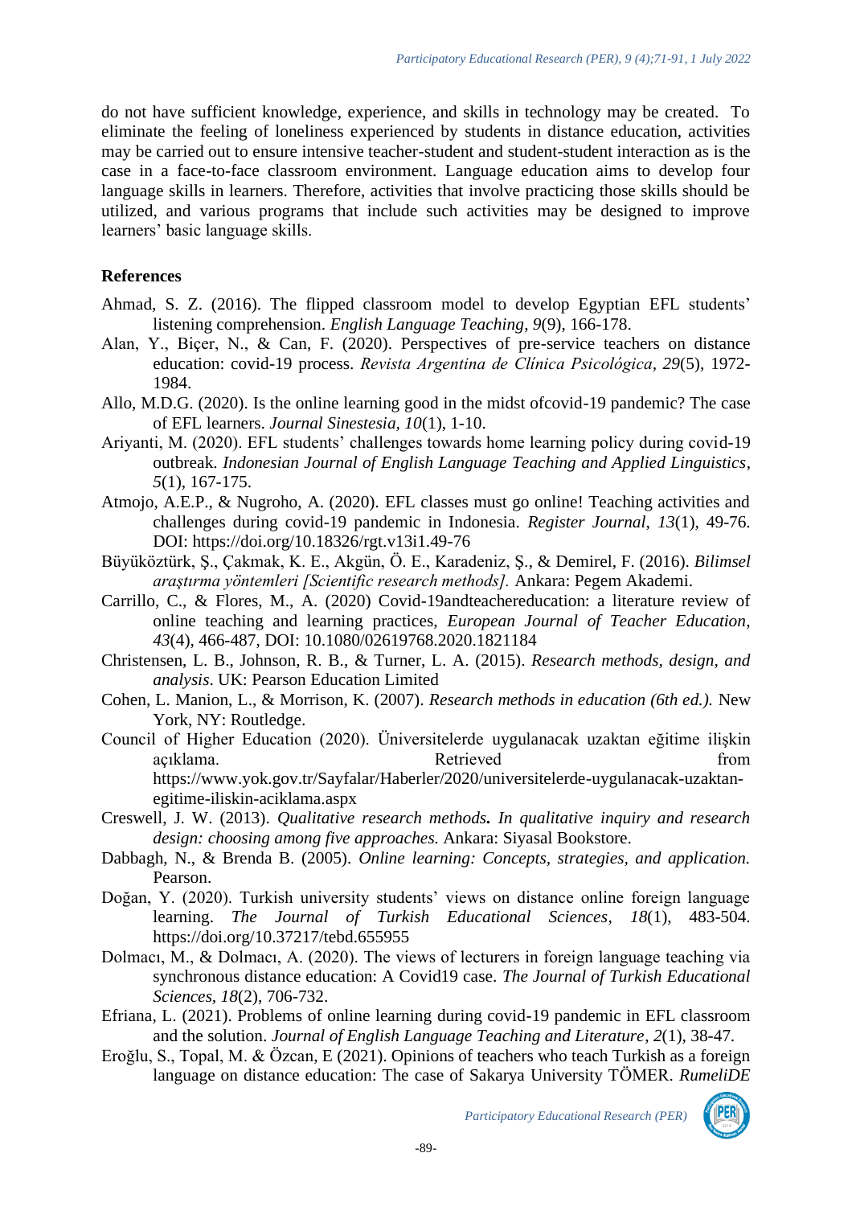do not have sufficient knowledge, experience, and skills in technology may be created. To eliminate the feeling of loneliness experienced by students in distance education, activities may be carried out to ensure intensive teacher-student and student-student interaction as is the case in a face-to-face classroom environment. Language education aims to develop four language skills in learners. Therefore, activities that involve practicing those skills should be utilized, and various programs that include such activities may be designed to improve learners' basic language skills.

## References

Ahmad, S. Z. (2016). The flipped classroom model to develop Egyptian EFL students' listening comprehension. *English Language Teaching*, *9*(9), 166-178.

Alan, Y., Biçer, N., & Can, F. (2020). Perspectives of pre-service teachers on distance education: covid-19 process. *Revista Argentina de Clínica Psicológica*, *29*(5), 1972-1984.

Allo, M.D.G. (2020). Is the online learning good in the midst ofcovid-19 pandemic? The case of EFL learners. *Journal Sinestesia*, *10*(1), 1-10.

Ariyanti, M. (2020). EFL students' challenges towards home learning policy during covid-19 outbreak. *Indonesian Journal of English Language Teaching and Applied Linguistics*, *5*(1), 167-175.

Atmojo, A.E.P., & Nugroho, A. (2020). EFL classes must go online! Teaching activities and challenges during covid-19 pandemic in Indonesia. *Register Journal*, *13*(1), 49-76. DOI: https://doi.org/10.18326/rgt.v13i1.49-76

Büyüköztürk, Ş., Çakmak, K. E., Akgün, Ö. E., Karadeniz, Ş., & Demirel, F. (2016). *Bilimsel araştırma yöntemleri [Scientific research methods].* Ankara: Pegem Akademi.

Carrillo, C., & Flores, M., A. (2020) Covid-19andteachereducation: a literature review of online teaching and learning practices, *European Journal of Teacher Education*, *43*(4), 466-487, DOI: 10.1080/02619768.2020.1821184

Christensen, L. B., Johnson, R. B., & Turner, L. A. (2015). *Research methods, design, and analysis*. UK: Pearson Education Limited

Cohen, L. Manion, L., & Morrison, K. (2007). *Research methods in education (6th ed.).* New York, NY: Routledge.

Council of Higher Education (2020). Üniversitelerde uygulanacak uzaktan eğitime ilişkin açıklama. Retrieved from https://www.yok.gov.tr/Sayfalar/Haberler/2020/universitelerde-uygulanacak-uzaktan-egitime-iliskin-aciklama.aspx

Creswell, J. W. (2013). *Qualitative research methods. In qualitative inquiry and research design: choosing among five approaches.* Ankara: Siyasal Bookstore.

Dabbagh, N., & Brenda B. (2005). *Online learning: Concepts, strategies, and application.* Pearson.

Doğan, Y. (2020). Turkish university students' views on distance online foreign language learning. *The Journal of Turkish Educational Sciences*, *18*(1), 483-504. https://doi.org/10.37217/tebd.655955

Dolmacı, M., & Dolmacı, A. (2020). The views of lecturers in foreign language teaching via synchronous distance education: A Covid19 case. *The Journal of Turkish Educational Sciences*, *18*(2), 706-732.

Efriana, L. (2021). Problems of online learning during covid-19 pandemic in EFL classroom and the solution. *Journal of English Language Teaching and Literature*, *2*(1), 38-47.

Eroğlu, S., Topal, M. & Özcan, E (2021). Opinions of teachers who teach Turkish as a foreign language on distance education: The case of Sakarya University TÖMER. *RumeliDE*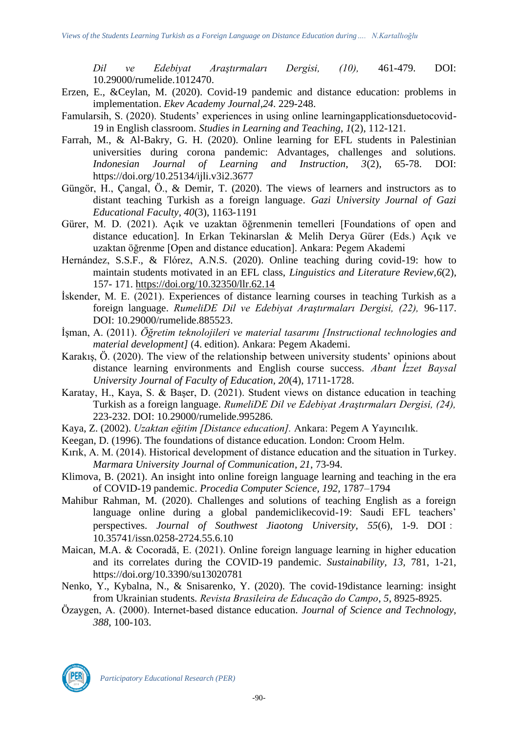*Dil ve Edebiyat Araştırmaları Dergisi, (10),* 461-479. DOI: 10.29000/rumelide.1012470.

Erzen, E., &Ceylan, M. (2020). Covid-19 pandemic and distance education: problems in implementation. *Ekev Academy Journal*,*24*. 229-248.

Famularsih, S. (2020). Students' experiences in using online learningapplicationsduetocovid-19 in English classroom. *Studies in Learning and Teaching*, *1*(2), 112-121.

Farrah, M., & Al-Bakry, G. H. (2020). Online learning for EFL students in Palestinian universities during corona pandemic: Advantages, challenges and solutions. *Indonesian Journal of Learning and Instruction, 3*(2), 65-78. DOI: https://doi.org/10.25134/ijli.v3i2.3677

Güngör, H., Çangal, Ö., & Demir, T. (2020). The views of learners and instructors as to distant teaching Turkish as a foreign language. *Gazi University Journal of Gazi Educational Faculty*, *40*(3), 1163-1191

Gürer, M. D. (2021). Açık ve uzaktan öğrenmenin temelleri [Foundations of open and distance education]. In Erkan Tekinarslan & Melih Derya Gürer (Eds.) Açık ve uzaktan öğrenme [Open and distance education]. Ankara: Pegem Akademi

Hernández, S.S.F., & Flórez, A.N.S. (2020). Online teaching during covid-19: how to maintain students motivated in an EFL class, *Linguistics and Literature Review,6*(2), 157- 171. https://doi.org/10.32350/llr.62.14

İskender, M. E. (2021). Experiences of distance learning courses in teaching Turkish as a foreign language. *RumeliDE Dil ve Edebiyat Araştırmaları Dergisi, (22),* 96-117. DOI: 10.29000/rumelide.885523.

İşman, A. (2011). *Öğretim teknolojileri ve material tasarımı [Instructional technologies and material development]* (4. edition). Ankara: Pegem Akademi.

Karakış, Ö. (2020). The view of the relationship between university students' opinions about distance learning environments and English course success. *Abant İzzet Baysal University Journal of Faculty of Education*, *20*(4), 1711-1728.

Karatay, H., Kaya, S. & Başer, D. (2021). Student views on distance education in teaching Turkish as a foreign language. *RumeliDE Dil ve Edebiyat Araştırmaları Dergisi, (24),* 223-232. DOI: 10.29000/rumelide.995286.

Kaya, Z. (2002). *Uzaktan eğitim [Distance education].* Ankara: Pegem A Yayıncılık.

Keegan, D. (1996). The foundations of distance education. London: Croom Helm.

Kırık, A. M. (2014). Historical development of distance education and the situation in Turkey. *Marmara University Journal of Communication*, *21*, 73-94.

Klimova, B. (2021). An insight into online foreign language learning and teaching in the era of COVID-19 pandemic. *Procedia Computer Science, 192*, 1787–1794

Mahibur Rahman, M. (2020). Challenges and solutions of teaching English as a foreign language online during a global pandemiclikecovid-19: Saudi EFL teachers' perspectives. *Journal of Southwest Jiaotong University*, *55*(6), 1-9. DOI : 10.35741/issn.0258-2724.55.6.10

Maican, M.A. & Cocoradă, E. (2021). Online foreign language learning in higher education and its correlates during the COVID-19 pandemic. *Sustainability*, *13*, 781, 1-21, https://doi.org/10.3390/su13020781

Nenko, Y., Kybalna, N., & Snisarenko, Y. (2020). The covid-19distance learning: insight from Ukrainian students. *Revista Brasileira de Educação do Campo*, *5*, 8925-8925.

Özaygen, A. (2000). Internet-based distance education. *Journal of Science and Technology, 388*, 100-103.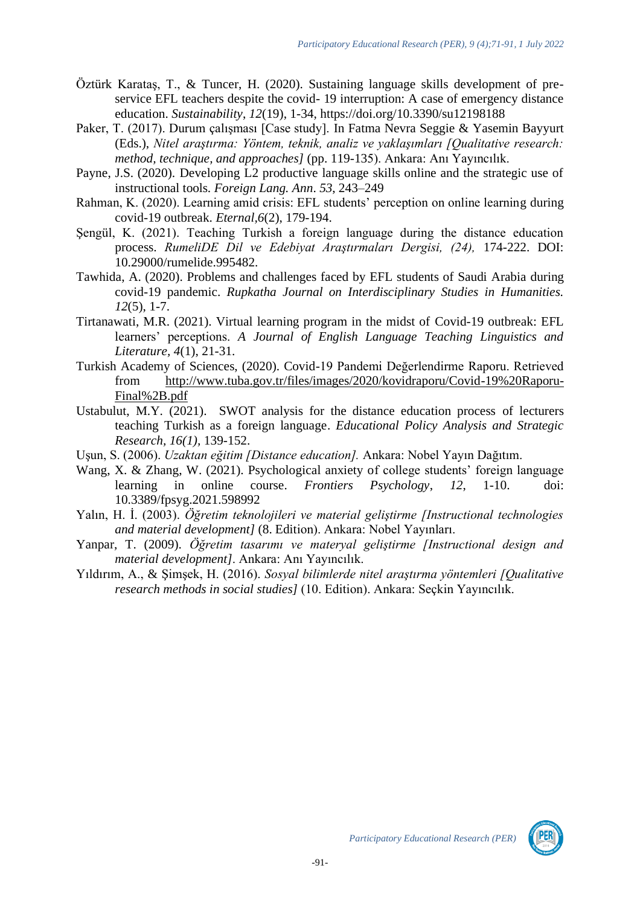Öztürk Karataş, T., & Tuncer, H. (2020). Sustaining language skills development of pre-service EFL teachers despite the covid- 19 interruption: A case of emergency distance education. *Sustainability*, *12*(19), 1-34, https://doi.org/10.3390/su12198188

Paker, T. (2017). Durum çalışması [Case study]. In Fatma Nevra Seggie & Yasemin Bayyurt (Eds.), *Nitel araştırma: Yöntem, teknik, analiz ve yaklaşımları [Qualitative research: method, technique, and approaches]* (pp. 119-135). Ankara: Anı Yayıncılık.

Payne, J.S. (2020). Developing L2 productive language skills online and the strategic use of instructional tools. *Foreign Lang. Ann*. *53,* 243–249

Rahman, K. (2020). Learning amid crisis: EFL students' perception on online learning during covid-19 outbreak. *Eternal,6*(2), 179-194.

Şengül, K. (2021). Teaching Turkish a foreign language during the distance education process. *RumeliDE Dil ve Edebiyat Araştırmaları Dergisi, (24),* 174-222. DOI: 10.29000/rumelide.995482.

Tawhida, A. (2020). Problems and challenges faced by EFL students of Saudi Arabia during covid-19 pandemic. *Rupkatha Journal on Interdisciplinary Studies in Humanities. 12*(5), 1-7.

Tirtanawati, M.R. (2021). Virtual learning program in the midst of Covid-19 outbreak: EFL learners' perceptions. *A Journal of English Language Teaching Linguistics and Literature, 4*(1), 21-31.

Turkish Academy of Sciences, (2020). Covid-19 Pandemi Değerlendirme Raporu. Retrieved from http://www.tuba.gov.tr/files/images/2020/kovidraporu/Covid-19%20Raporu-Final%2B.pdf

Ustabulut, M.Y. (2021). SWOT analysis for the distance education process of lecturers teaching Turkish as a foreign language. *Educational Policy Analysis and Strategic Research, 16(1),* 139-152.

Uşun, S. (2006). *Uzaktan eğitim [Distance education].* Ankara: Nobel Yayın Dağıtım.

Wang, X. & Zhang, W. (2021). Psychological anxiety of college students' foreign language learning in online course. *Frontiers Psychology*, *12,* 1-10. doi: 10.3389/fpsyg.2021.598992

Yalın, H. İ. (2003). *Öğretim teknolojileri ve material geliştirme [Instructional technologies and material development]* (8. Edition). Ankara: Nobel Yayınları.

Yanpar, T. (2009). *Öğretim tasarımı ve materyal geliştirme [Instructional design and material development]*. Ankara: Anı Yayıncılık.

Yıldırım, A., & Şimşek, H. (2016). *Sosyal bilimlerde nitel araştırma yöntemleri [Qualitative research methods in social studies]* (10. Edition). Ankara: Seçkin Yayıncılık.